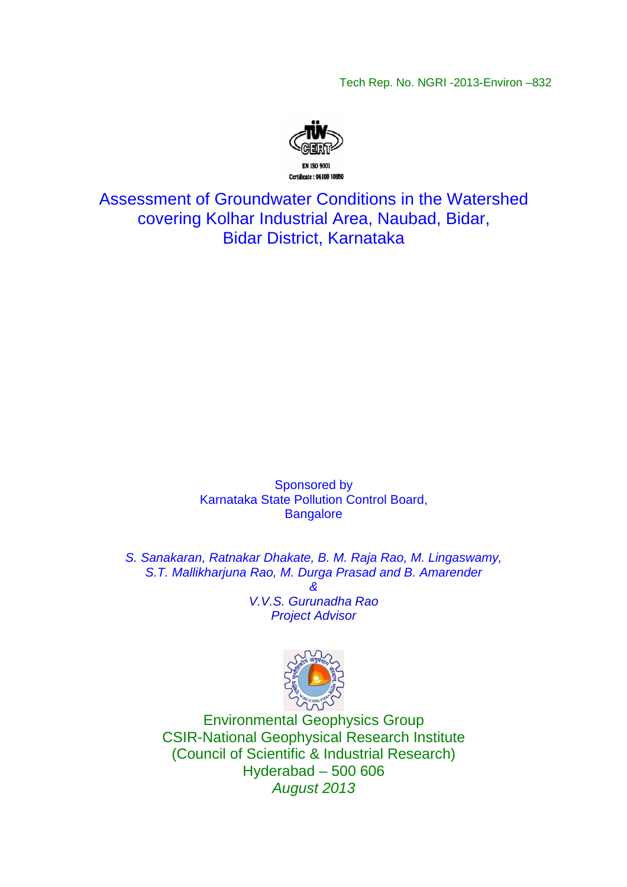Tech Rep. No. NGRI -2013-Environ –832

EN ISO 9001
Certificate : 04100 10050

# Assessment of Groundwater Conditions in the Watershed covering Kolhar Industrial Area, Naubad, Bidar, Bidar District, Karnataka

Sponsored by
Karnataka State Pollution Control Board,
Bangalore

*S. Sanakaran, Ratnakar Dhakate, B. M. Raja Rao, M. Lingaswamy,*
*S.T. Mallikharjuna Rao, M. Durga Prasad and B. Amarender*
*&*
*V.V.S. Gurunadha Rao*
*Project Advisor*

Environmental Geophysics Group
CSIR-National Geophysical Research Institute
(Council of Scientific & Industrial Research)
Hyderabad – 500 606
*August 2013*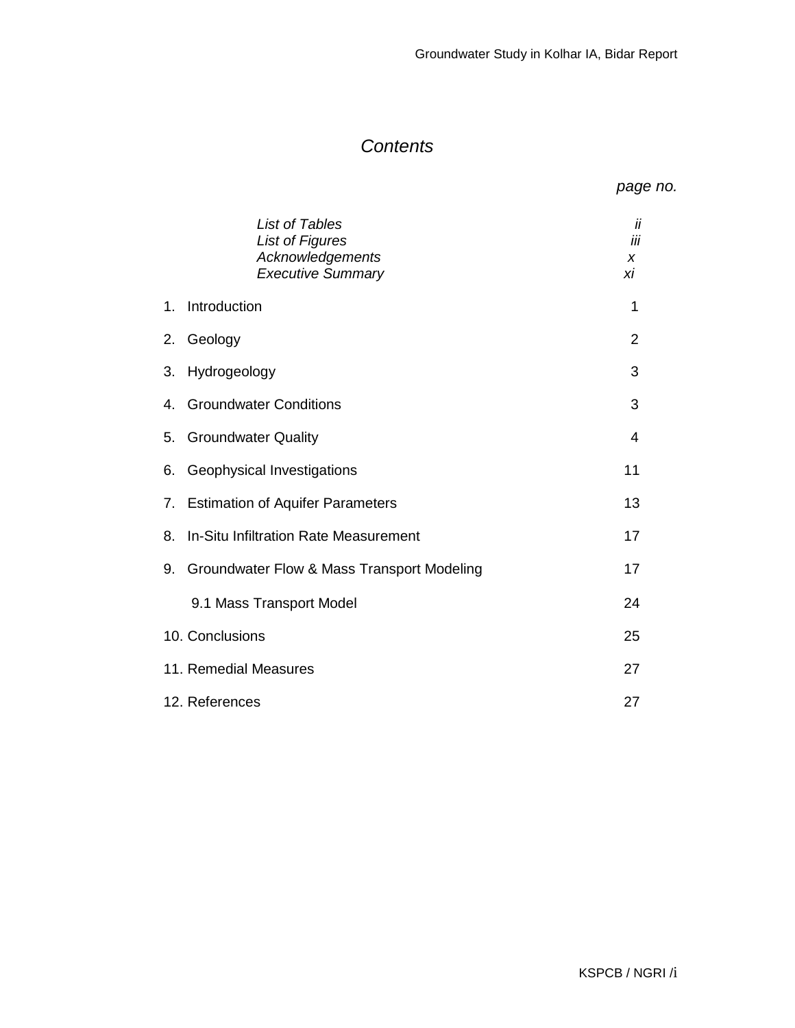# *Contents*

| | *page no.* |
|---|---|
| *List of Tables* | *ii* |
| *List of Figures* | *iii* |
| *Acknowledgements* | *x* |
| *Executive Summary* | *xi* |
| 1. Introduction | 1 |
| 2. Geology | 2 |
| 3. Hydrogeology | 3 |
| 4. Groundwater Conditions | 3 |
| 5. Groundwater Quality | 4 |
| 6. Geophysical Investigations | 11 |
| 7. Estimation of Aquifer Parameters | 13 |
| 8. In-Situ Infiltration Rate Measurement | 17 |
| 9. Groundwater Flow & Mass Transport Modeling | 17 |
| 9.1 Mass Transport Model | 24 |
| 10. Conclusions | 25 |
| 11. Remedial Measures | 27 |
| 12. References | 27 |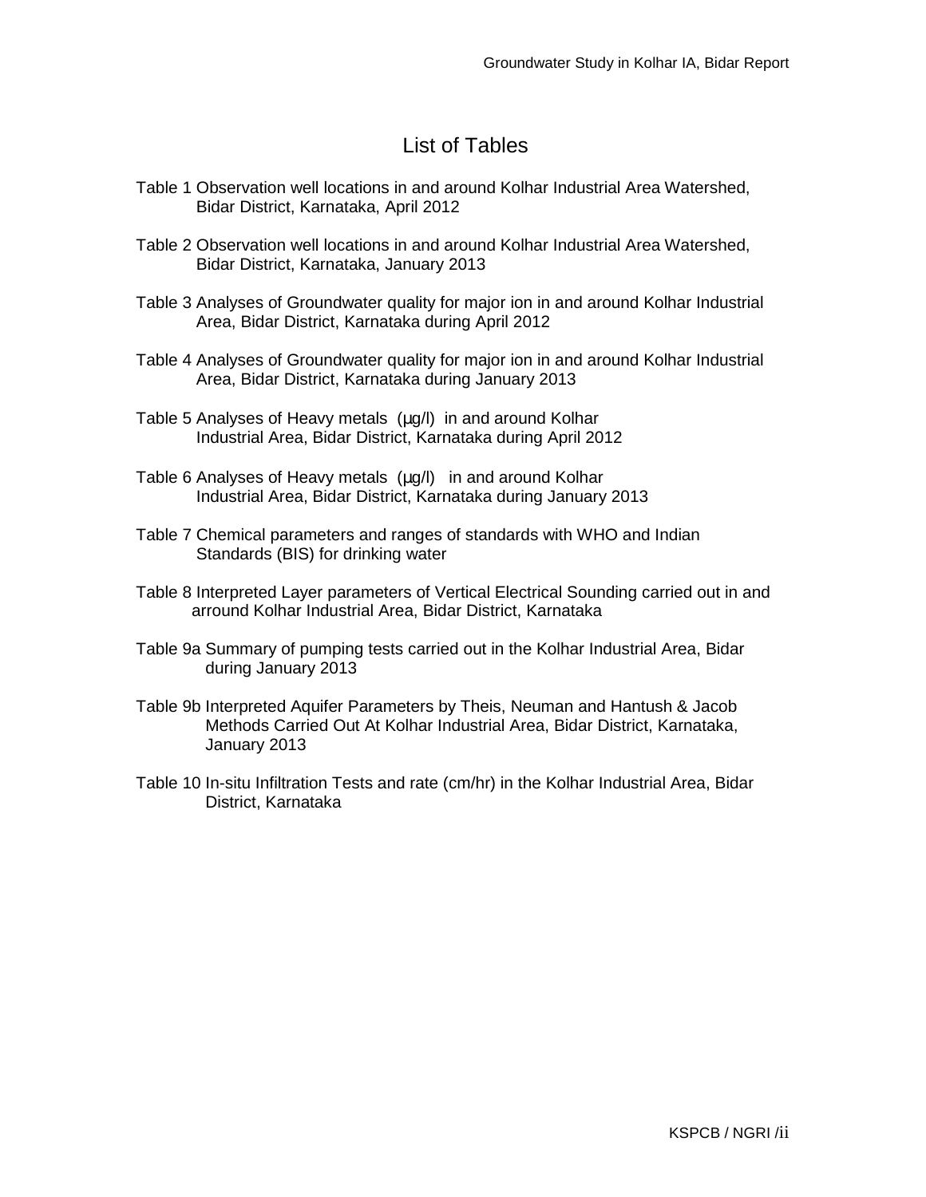# List of Tables

Table 1 Observation well locations in and around Kolhar Industrial Area Watershed, Bidar District, Karnataka, April 2012

Table 2 Observation well locations in and around Kolhar Industrial Area Watershed, Bidar District, Karnataka, January 2013

Table 3 Analyses of Groundwater quality for major ion in and around Kolhar Industrial Area, Bidar District, Karnataka during April 2012

Table 4 Analyses of Groundwater quality for major ion in and around Kolhar Industrial Area, Bidar District, Karnataka during January 2013

Table 5 Analyses of Heavy metals (µg/l) in and around Kolhar Industrial Area, Bidar District, Karnataka during April 2012

Table 6 Analyses of Heavy metals (µg/l) in and around Kolhar Industrial Area, Bidar District, Karnataka during January 2013

Table 7 Chemical parameters and ranges of standards with WHO and Indian Standards (BIS) for drinking water

Table 8 Interpreted Layer parameters of Vertical Electrical Sounding carried out in and arround Kolhar Industrial Area, Bidar District, Karnataka

Table 9a Summary of pumping tests carried out in the Kolhar Industrial Area, Bidar during January 2013

Table 9b Interpreted Aquifer Parameters by Theis, Neuman and Hantush & Jacob Methods Carried Out At Kolhar Industrial Area, Bidar District, Karnataka, January 2013

Table 10 In-situ Infiltration Tests and rate (cm/hr) in the Kolhar Industrial Area, Bidar District, Karnataka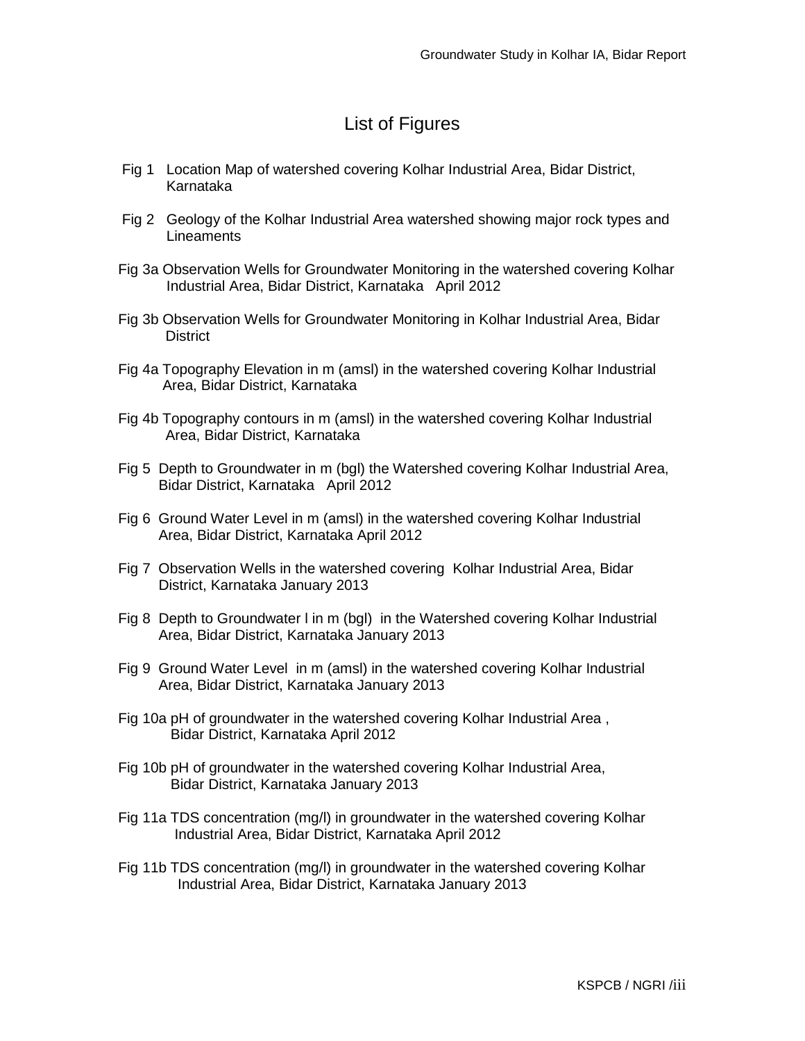# List of Figures

Fig 1 Location Map of watershed covering Kolhar Industrial Area, Bidar District, Karnataka

Fig 2 Geology of the Kolhar Industrial Area watershed showing major rock types and Lineaments

Fig 3a Observation Wells for Groundwater Monitoring in the watershed covering Kolhar Industrial Area, Bidar District, Karnataka April 2012

Fig 3b Observation Wells for Groundwater Monitoring in Kolhar Industrial Area, Bidar District

Fig 4a Topography Elevation in m (amsl) in the watershed covering Kolhar Industrial Area, Bidar District, Karnataka

Fig 4b Topography contours in m (amsl) in the watershed covering Kolhar Industrial Area, Bidar District, Karnataka

Fig 5 Depth to Groundwater in m (bgl) the Watershed covering Kolhar Industrial Area, Bidar District, Karnataka April 2012

Fig 6 Ground Water Level in m (amsl) in the watershed covering Kolhar Industrial Area, Bidar District, Karnataka April 2012

Fig 7 Observation Wells in the watershed covering Kolhar Industrial Area, Bidar District, Karnataka January 2013

Fig 8 Depth to Groundwater l in m (bgl) in the Watershed covering Kolhar Industrial Area, Bidar District, Karnataka January 2013

Fig 9 Ground Water Level in m (amsl) in the watershed covering Kolhar Industrial Area, Bidar District, Karnataka January 2013

Fig 10a pH of groundwater in the watershed covering Kolhar Industrial Area , Bidar District, Karnataka April 2012

Fig 10b pH of groundwater in the watershed covering Kolhar Industrial Area, Bidar District, Karnataka January 2013

Fig 11a TDS concentration (mg/l) in groundwater in the watershed covering Kolhar Industrial Area, Bidar District, Karnataka April 2012

Fig 11b TDS concentration (mg/l) in groundwater in the watershed covering Kolhar Industrial Area, Bidar District, Karnataka January 2013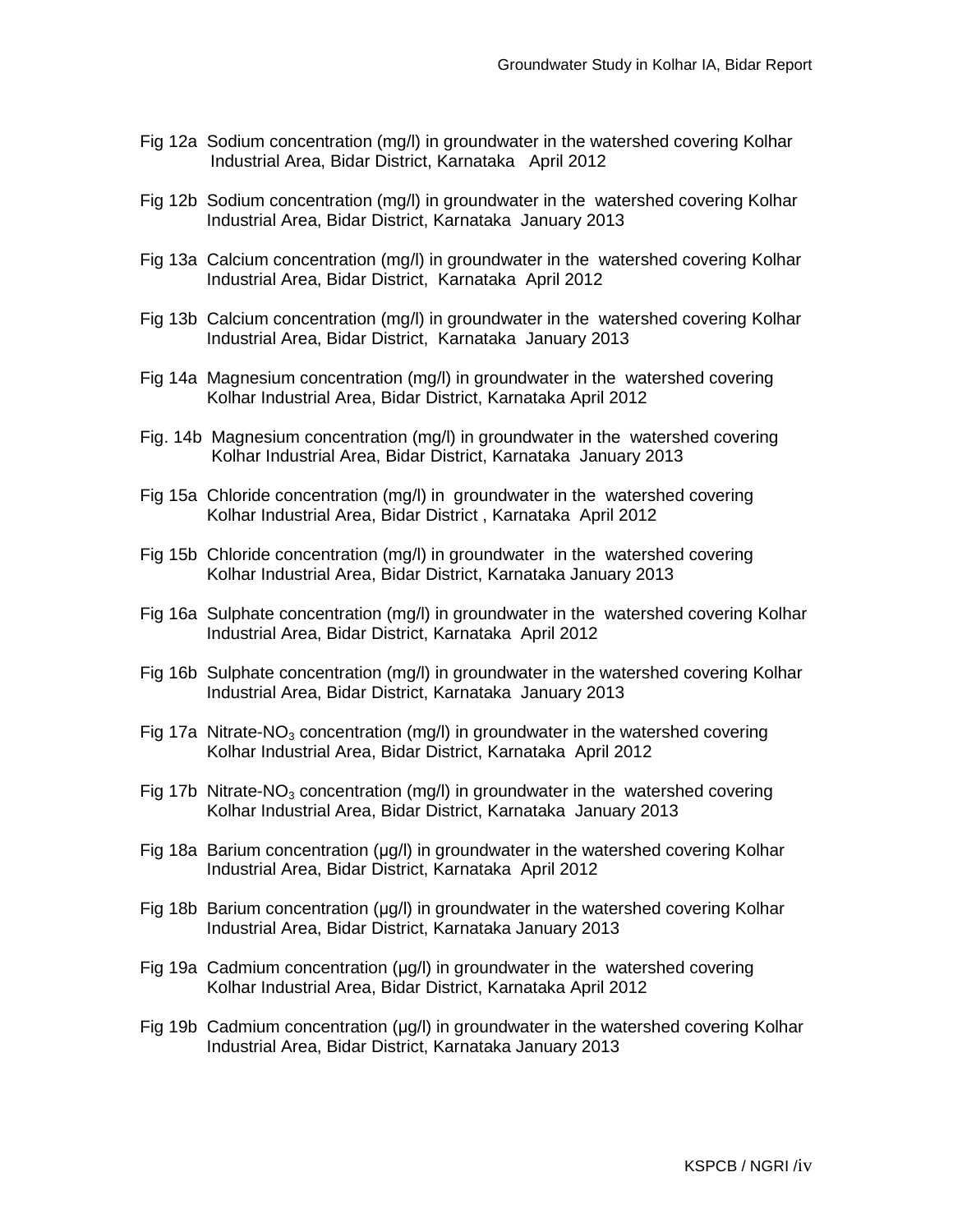Fig 12a Sodium concentration (mg/l) in groundwater in the watershed covering Kolhar Industrial Area, Bidar District, Karnataka April 2012

Fig 12b Sodium concentration (mg/l) in groundwater in the watershed covering Kolhar Industrial Area, Bidar District, Karnataka January 2013

Fig 13a Calcium concentration (mg/l) in groundwater in the watershed covering Kolhar Industrial Area, Bidar District, Karnataka April 2012

Fig 13b Calcium concentration (mg/l) in groundwater in the watershed covering Kolhar Industrial Area, Bidar District, Karnataka January 2013

Fig 14a Magnesium concentration (mg/l) in groundwater in the watershed covering Kolhar Industrial Area, Bidar District, Karnataka April 2012

Fig. 14b Magnesium concentration (mg/l) in groundwater in the watershed covering Kolhar Industrial Area, Bidar District, Karnataka January 2013

Fig 15a Chloride concentration (mg/l) in groundwater in the watershed covering Kolhar Industrial Area, Bidar District , Karnataka April 2012

Fig 15b Chloride concentration (mg/l) in groundwater in the watershed covering Kolhar Industrial Area, Bidar District, Karnataka January 2013

Fig 16a Sulphate concentration (mg/l) in groundwater in the watershed covering Kolhar Industrial Area, Bidar District, Karnataka April 2012

Fig 16b Sulphate concentration (mg/l) in groundwater in the watershed covering Kolhar Industrial Area, Bidar District, Karnataka January 2013

Fig 17a Nitrate-$NO_3$ concentration (mg/l) in groundwater in the watershed covering Kolhar Industrial Area, Bidar District, Karnataka April 2012

Fig 17b Nitrate-$NO_3$ concentration (mg/l) in groundwater in the watershed covering Kolhar Industrial Area, Bidar District, Karnataka January 2013

Fig 18a Barium concentration (µg/l) in groundwater in the watershed covering Kolhar Industrial Area, Bidar District, Karnataka April 2012

Fig 18b Barium concentration (µg/l) in groundwater in the watershed covering Kolhar Industrial Area, Bidar District, Karnataka January 2013

Fig 19a Cadmium concentration (µg/l) in groundwater in the watershed covering Kolhar Industrial Area, Bidar District, Karnataka April 2012

Fig 19b Cadmium concentration (µg/l) in groundwater in the watershed covering Kolhar Industrial Area, Bidar District, Karnataka January 2013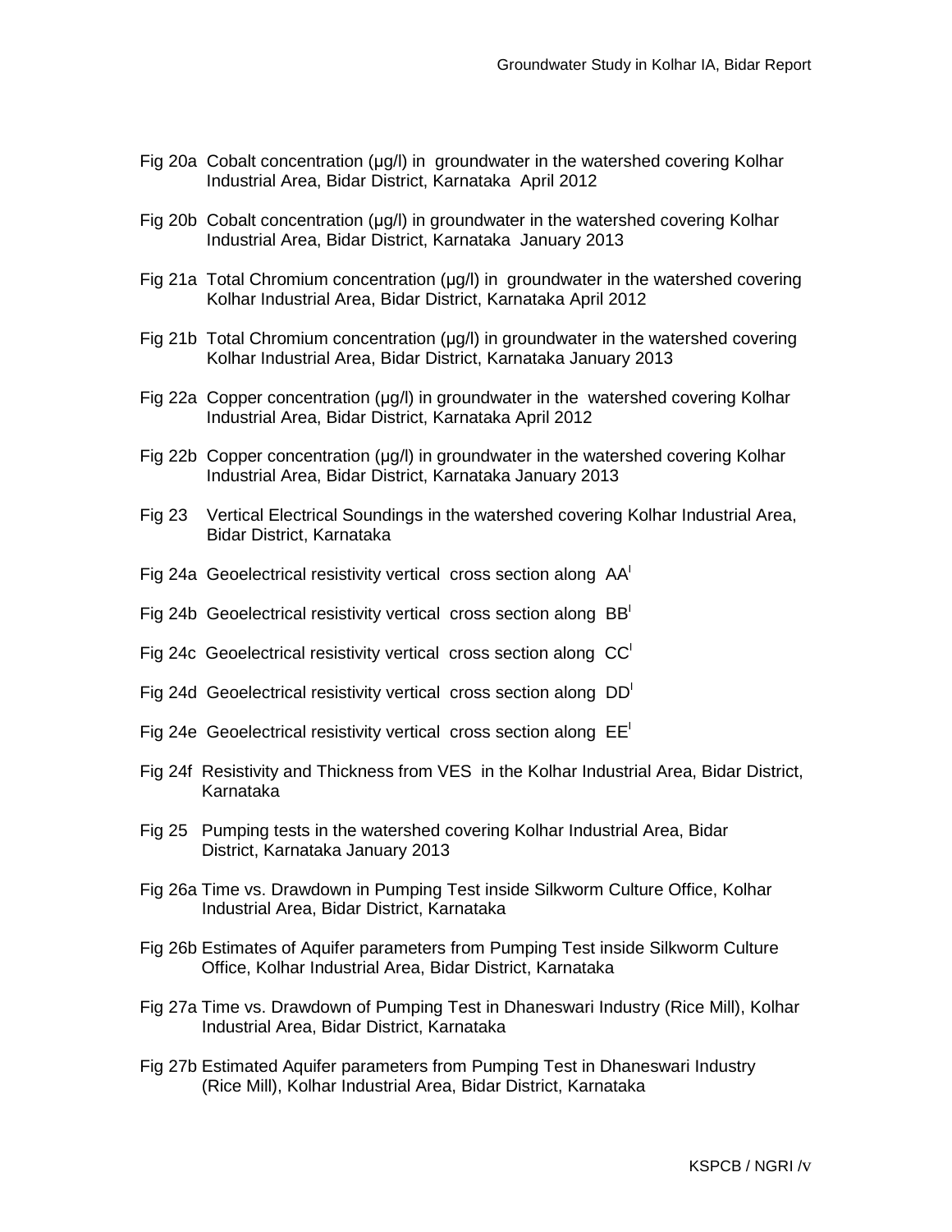Fig 20a Cobalt concentration (μg/l) in groundwater in the watershed covering Kolhar Industrial Area, Bidar District, Karnataka April 2012

Fig 20b Cobalt concentration (μg/l) in groundwater in the watershed covering Kolhar Industrial Area, Bidar District, Karnataka January 2013

Fig 21a Total Chromium concentration (μg/l) in groundwater in the watershed covering Kolhar Industrial Area, Bidar District, Karnataka April 2012

Fig 21b Total Chromium concentration (μg/l) in groundwater in the watershed covering Kolhar Industrial Area, Bidar District, Karnataka January 2013

Fig 22a Copper concentration (μg/l) in groundwater in the watershed covering Kolhar Industrial Area, Bidar District, Karnataka April 2012

Fig 22b Copper concentration (μg/l) in groundwater in the watershed covering Kolhar Industrial Area, Bidar District, Karnataka January 2013

Fig 23 Vertical Electrical Soundings in the watershed covering Kolhar Industrial Area, Bidar District, Karnataka

Fig 24a Geoelectrical resistivity vertical cross section along AA'

Fig 24b Geoelectrical resistivity vertical cross section along BB'

Fig 24c Geoelectrical resistivity vertical cross section along CC'

Fig 24d Geoelectrical resistivity vertical cross section along DD'

Fig 24e Geoelectrical resistivity vertical cross section along EE'

Fig 24f Resistivity and Thickness from VES in the Kolhar Industrial Area, Bidar District, Karnataka

Fig 25 Pumping tests in the watershed covering Kolhar Industrial Area, Bidar District, Karnataka January 2013

Fig 26a Time vs. Drawdown in Pumping Test inside Silkworm Culture Office, Kolhar Industrial Area, Bidar District, Karnataka

Fig 26b Estimates of Aquifer parameters from Pumping Test inside Silkworm Culture Office, Kolhar Industrial Area, Bidar District, Karnataka

Fig 27a Time vs. Drawdown of Pumping Test in Dhaneswari Industry (Rice Mill), Kolhar Industrial Area, Bidar District, Karnataka

Fig 27b Estimated Aquifer parameters from Pumping Test in Dhaneswari Industry (Rice Mill), Kolhar Industrial Area, Bidar District, Karnataka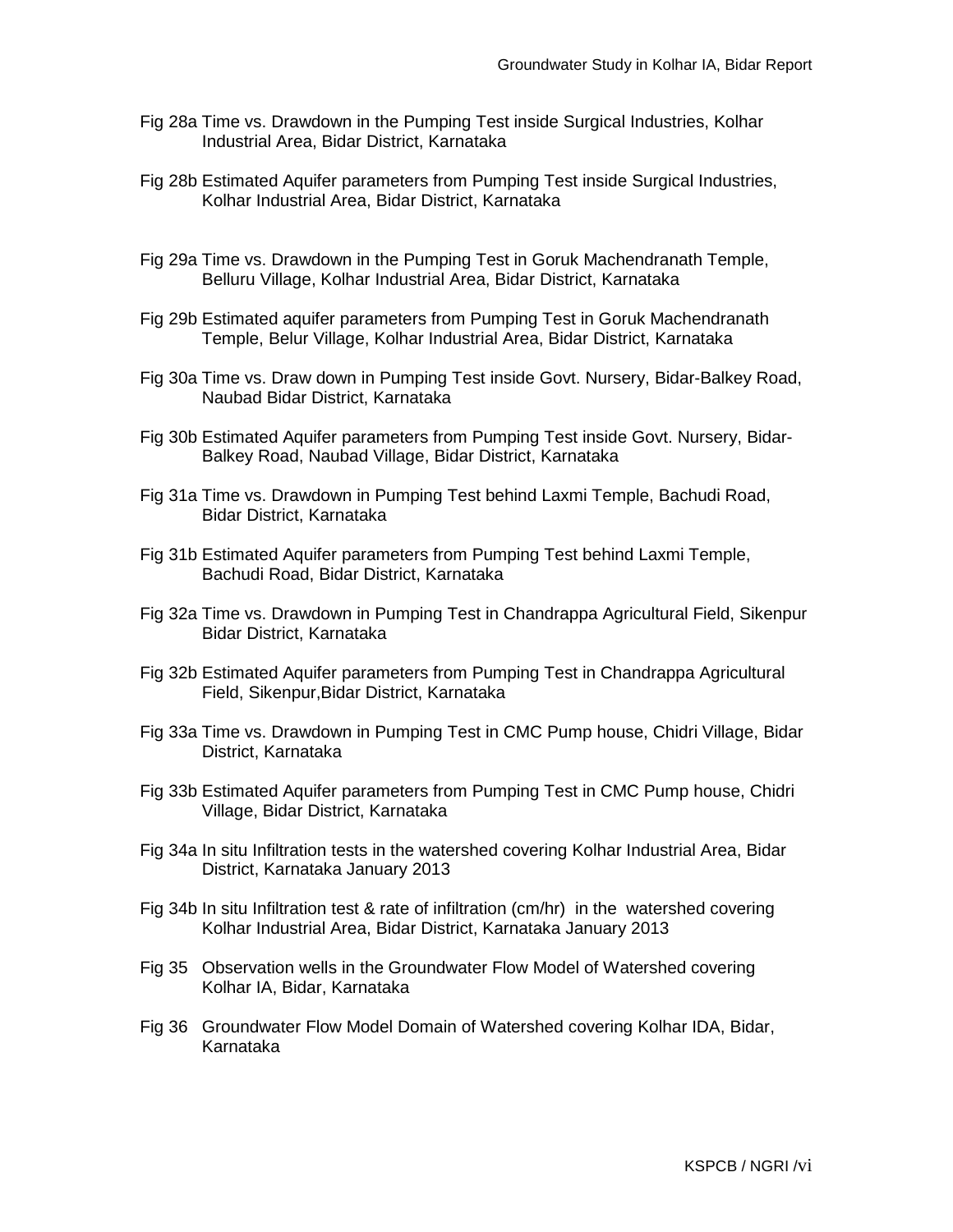Fig 28a Time vs. Drawdown in the Pumping Test inside Surgical Industries, Kolhar Industrial Area, Bidar District, Karnataka

Fig 28b Estimated Aquifer parameters from Pumping Test inside Surgical Industries, Kolhar Industrial Area, Bidar District, Karnataka

Fig 29a Time vs. Drawdown in the Pumping Test in Goruk Machendranath Temple, Belluru Village, Kolhar Industrial Area, Bidar District, Karnataka

Fig 29b Estimated aquifer parameters from Pumping Test in Goruk Machendranath Temple, Belur Village, Kolhar Industrial Area, Bidar District, Karnataka

Fig 30a Time vs. Draw down in Pumping Test inside Govt. Nursery, Bidar-Balkey Road, Naubad Bidar District, Karnataka

Fig 30b Estimated Aquifer parameters from Pumping Test inside Govt. Nursery, Bidar-Balkey Road, Naubad Village, Bidar District, Karnataka

Fig 31a Time vs. Drawdown in Pumping Test behind Laxmi Temple, Bachudi Road, Bidar District, Karnataka

Fig 31b Estimated Aquifer parameters from Pumping Test behind Laxmi Temple, Bachudi Road, Bidar District, Karnataka

Fig 32a Time vs. Drawdown in Pumping Test in Chandrappa Agricultural Field, Sikenpur Bidar District, Karnataka

Fig 32b Estimated Aquifer parameters from Pumping Test in Chandrappa Agricultural Field, Sikenpur,Bidar District, Karnataka

Fig 33a Time vs. Drawdown in Pumping Test in CMC Pump house, Chidri Village, Bidar District, Karnataka

Fig 33b Estimated Aquifer parameters from Pumping Test in CMC Pump house, Chidri Village, Bidar District, Karnataka

Fig 34a In situ Infiltration tests in the watershed covering Kolhar Industrial Area, Bidar District, Karnataka January 2013

Fig 34b In situ Infiltration test & rate of infiltration (cm/hr) in the watershed covering Kolhar Industrial Area, Bidar District, Karnataka January 2013

Fig 35 Observation wells in the Groundwater Flow Model of Watershed covering Kolhar IA, Bidar, Karnataka

Fig 36 Groundwater Flow Model Domain of Watershed covering Kolhar IDA, Bidar, Karnataka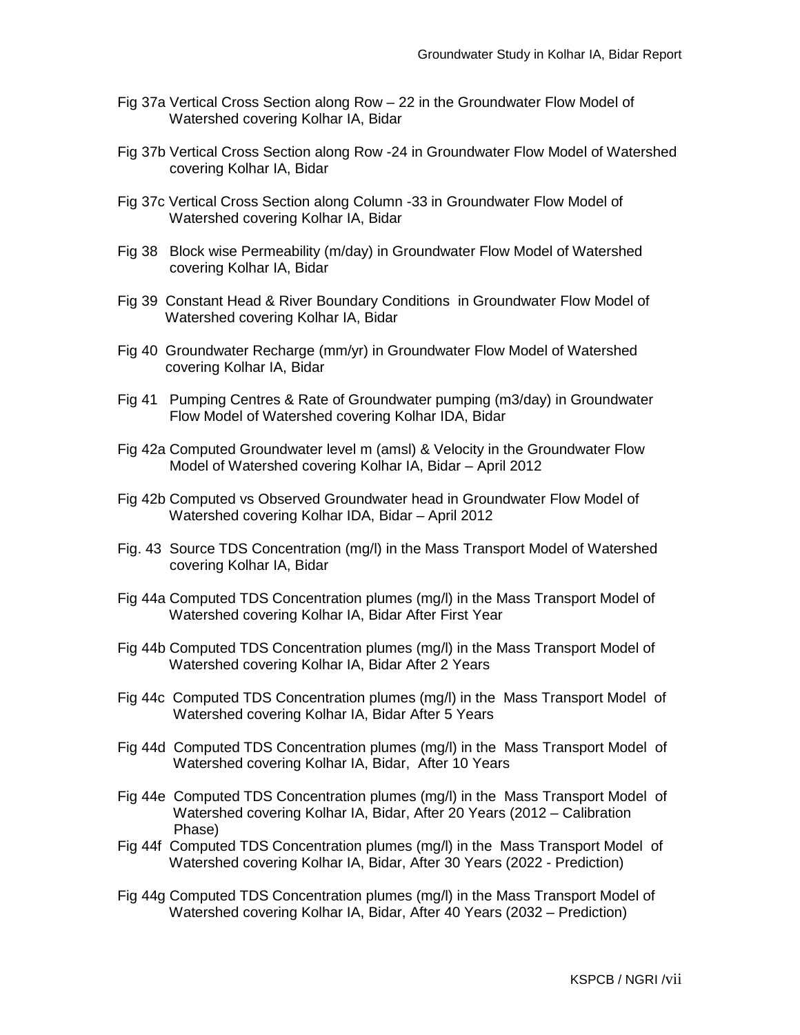Fig 37a Vertical Cross Section along Row – 22 in the Groundwater Flow Model of Watershed covering Kolhar IA, Bidar

Fig 37b Vertical Cross Section along Row -24 in Groundwater Flow Model of Watershed covering Kolhar IA, Bidar

Fig 37c Vertical Cross Section along Column -33 in Groundwater Flow Model of Watershed covering Kolhar IA, Bidar

Fig 38 Block wise Permeability (m/day) in Groundwater Flow Model of Watershed covering Kolhar IA, Bidar

Fig 39 Constant Head & River Boundary Conditions in Groundwater Flow Model of Watershed covering Kolhar IA, Bidar

Fig 40 Groundwater Recharge (mm/yr) in Groundwater Flow Model of Watershed covering Kolhar IA, Bidar

Fig 41 Pumping Centres & Rate of Groundwater pumping (m3/day) in Groundwater Flow Model of Watershed covering Kolhar IDA, Bidar

Fig 42a Computed Groundwater level m (amsl) & Velocity in the Groundwater Flow Model of Watershed covering Kolhar IA, Bidar – April 2012

Fig 42b Computed vs Observed Groundwater head in Groundwater Flow Model of Watershed covering Kolhar IDA, Bidar – April 2012

Fig. 43 Source TDS Concentration (mg/l) in the Mass Transport Model of Watershed covering Kolhar IA, Bidar

Fig 44a Computed TDS Concentration plumes (mg/l) in the Mass Transport Model of Watershed covering Kolhar IA, Bidar After First Year

Fig 44b Computed TDS Concentration plumes (mg/l) in the Mass Transport Model of Watershed covering Kolhar IA, Bidar After 2 Years

Fig 44c Computed TDS Concentration plumes (mg/l) in the Mass Transport Model of Watershed covering Kolhar IA, Bidar After 5 Years

Fig 44d Computed TDS Concentration plumes (mg/l) in the Mass Transport Model of Watershed covering Kolhar IA, Bidar, After 10 Years

Fig 44e Computed TDS Concentration plumes (mg/l) in the Mass Transport Model of Watershed covering Kolhar IA, Bidar, After 20 Years (2012 – Calibration Phase)

Fig 44f Computed TDS Concentration plumes (mg/l) in the Mass Transport Model of Watershed covering Kolhar IA, Bidar, After 30 Years (2022 - Prediction)

Fig 44g Computed TDS Concentration plumes (mg/l) in the Mass Transport Model of Watershed covering Kolhar IA, Bidar, After 40 Years (2032 – Prediction)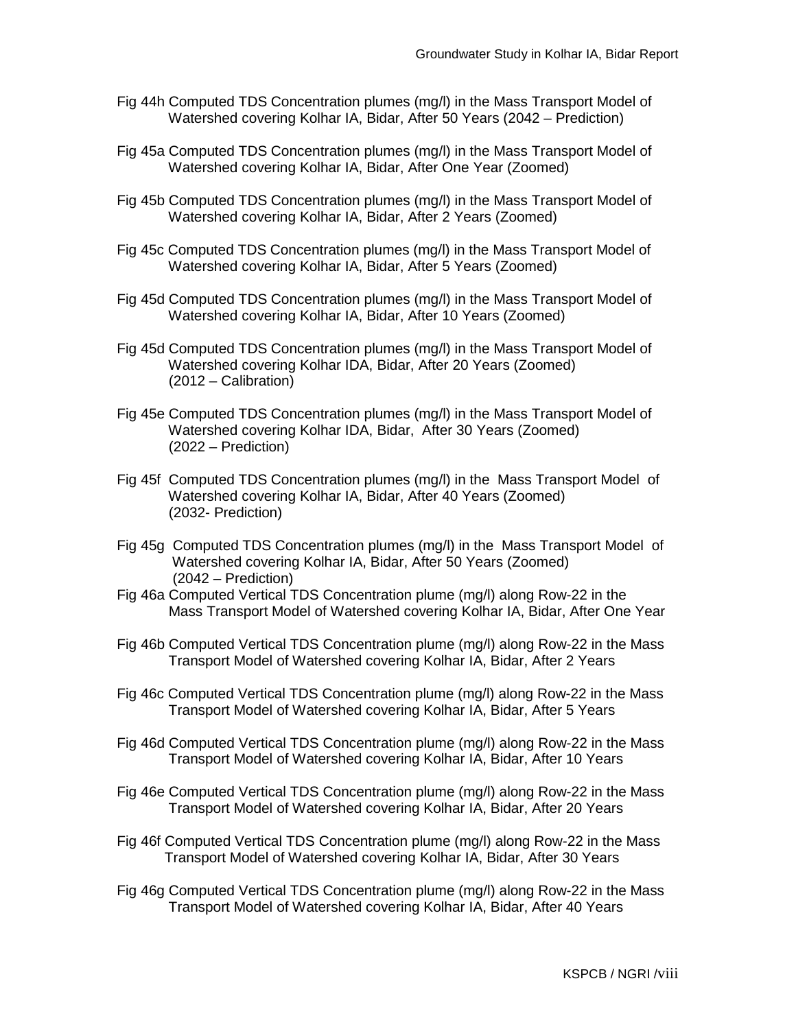Fig 44h Computed TDS Concentration plumes (mg/l) in the Mass Transport Model of Watershed covering Kolhar IA, Bidar, After 50 Years (2042 – Prediction)

Fig 45a Computed TDS Concentration plumes (mg/l) in the Mass Transport Model of Watershed covering Kolhar IA, Bidar, After One Year (Zoomed)

Fig 45b Computed TDS Concentration plumes (mg/l) in the Mass Transport Model of Watershed covering Kolhar IA, Bidar, After 2 Years (Zoomed)

Fig 45c Computed TDS Concentration plumes (mg/l) in the Mass Transport Model of Watershed covering Kolhar IA, Bidar, After 5 Years (Zoomed)

Fig 45d Computed TDS Concentration plumes (mg/l) in the Mass Transport Model of Watershed covering Kolhar IA, Bidar, After 10 Years (Zoomed)

Fig 45d Computed TDS Concentration plumes (mg/l) in the Mass Transport Model of Watershed covering Kolhar IDA, Bidar, After 20 Years (Zoomed) (2012 – Calibration)

Fig 45e Computed TDS Concentration plumes (mg/l) in the Mass Transport Model of Watershed covering Kolhar IDA, Bidar, After 30 Years (Zoomed) (2022 – Prediction)

Fig 45f Computed TDS Concentration plumes (mg/l) in the Mass Transport Model of Watershed covering Kolhar IA, Bidar, After 40 Years (Zoomed) (2032- Prediction)

Fig 45g Computed TDS Concentration plumes (mg/l) in the Mass Transport Model of Watershed covering Kolhar IA, Bidar, After 50 Years (Zoomed) (2042 – Prediction)

Fig 46a Computed Vertical TDS Concentration plume (mg/l) along Row-22 in the Mass Transport Model of Watershed covering Kolhar IA, Bidar, After One Year

Fig 46b Computed Vertical TDS Concentration plume (mg/l) along Row-22 in the Mass Transport Model of Watershed covering Kolhar IA, Bidar, After 2 Years

Fig 46c Computed Vertical TDS Concentration plume (mg/l) along Row-22 in the Mass Transport Model of Watershed covering Kolhar IA, Bidar, After 5 Years

Fig 46d Computed Vertical TDS Concentration plume (mg/l) along Row-22 in the Mass Transport Model of Watershed covering Kolhar IA, Bidar, After 10 Years

Fig 46e Computed Vertical TDS Concentration plume (mg/l) along Row-22 in the Mass Transport Model of Watershed covering Kolhar IA, Bidar, After 20 Years

Fig 46f Computed Vertical TDS Concentration plume (mg/l) along Row-22 in the Mass Transport Model of Watershed covering Kolhar IA, Bidar, After 30 Years

Fig 46g Computed Vertical TDS Concentration plume (mg/l) along Row-22 in the Mass Transport Model of Watershed covering Kolhar IA, Bidar, After 40 Years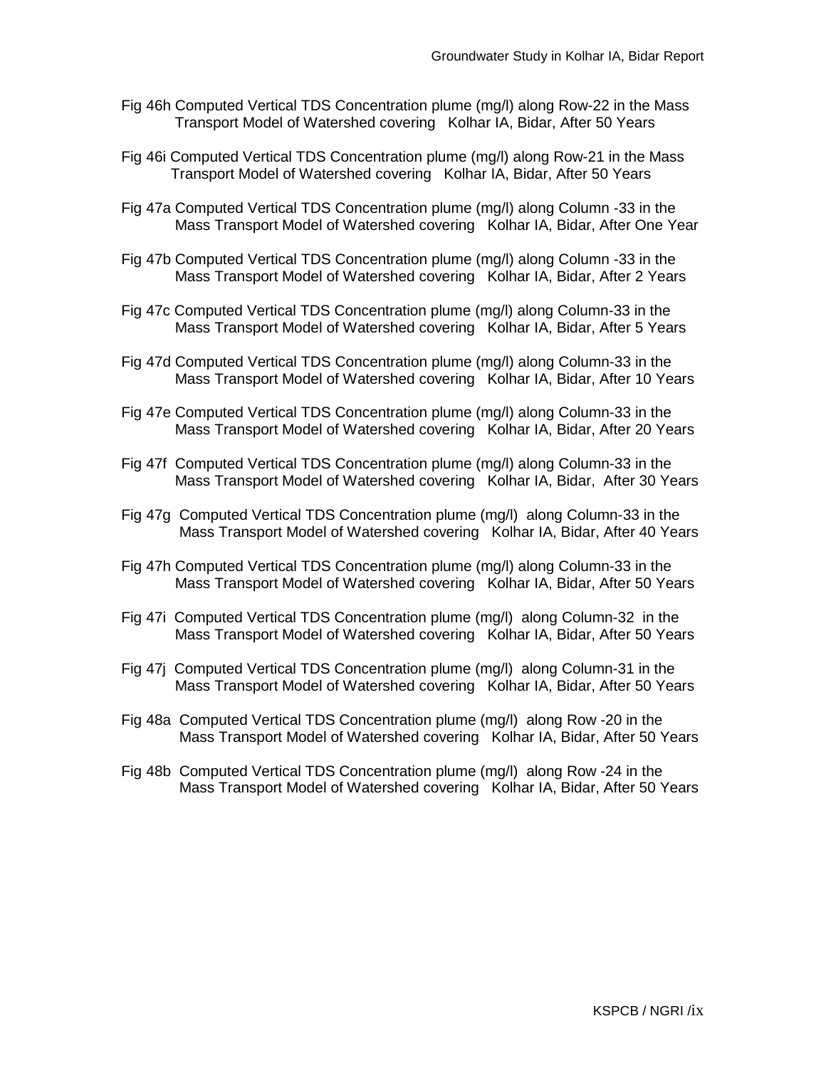Fig 46h Computed Vertical TDS Concentration plume (mg/l) along Row-22 in the Mass Transport Model of Watershed covering Kolhar IA, Bidar, After 50 Years

Fig 46i Computed Vertical TDS Concentration plume (mg/l) along Row-21 in the Mass Transport Model of Watershed covering Kolhar IA, Bidar, After 50 Years

Fig 47a Computed Vertical TDS Concentration plume (mg/l) along Column -33 in the Mass Transport Model of Watershed covering Kolhar IA, Bidar, After One Year

Fig 47b Computed Vertical TDS Concentration plume (mg/l) along Column -33 in the Mass Transport Model of Watershed covering Kolhar IA, Bidar, After 2 Years

Fig 47c Computed Vertical TDS Concentration plume (mg/l) along Column-33 in the Mass Transport Model of Watershed covering Kolhar IA, Bidar, After 5 Years

Fig 47d Computed Vertical TDS Concentration plume (mg/l) along Column-33 in the Mass Transport Model of Watershed covering Kolhar IA, Bidar, After 10 Years

Fig 47e Computed Vertical TDS Concentration plume (mg/l) along Column-33 in the Mass Transport Model of Watershed covering Kolhar IA, Bidar, After 20 Years

Fig 47f Computed Vertical TDS Concentration plume (mg/l) along Column-33 in the Mass Transport Model of Watershed covering Kolhar IA, Bidar, After 30 Years

Fig 47g Computed Vertical TDS Concentration plume (mg/l) along Column-33 in the Mass Transport Model of Watershed covering Kolhar IA, Bidar, After 40 Years

Fig 47h Computed Vertical TDS Concentration plume (mg/l) along Column-33 in the Mass Transport Model of Watershed covering Kolhar IA, Bidar, After 50 Years

Fig 47i Computed Vertical TDS Concentration plume (mg/l) along Column-32 in the Mass Transport Model of Watershed covering Kolhar IA, Bidar, After 50 Years

Fig 47j Computed Vertical TDS Concentration plume (mg/l) along Column-31 in the Mass Transport Model of Watershed covering Kolhar IA, Bidar, After 50 Years

Fig 48a Computed Vertical TDS Concentration plume (mg/l) along Row -20 in the Mass Transport Model of Watershed covering Kolhar IA, Bidar, After 50 Years

Fig 48b Computed Vertical TDS Concentration plume (mg/l) along Row -24 in the Mass Transport Model of Watershed covering Kolhar IA, Bidar, After 50 Years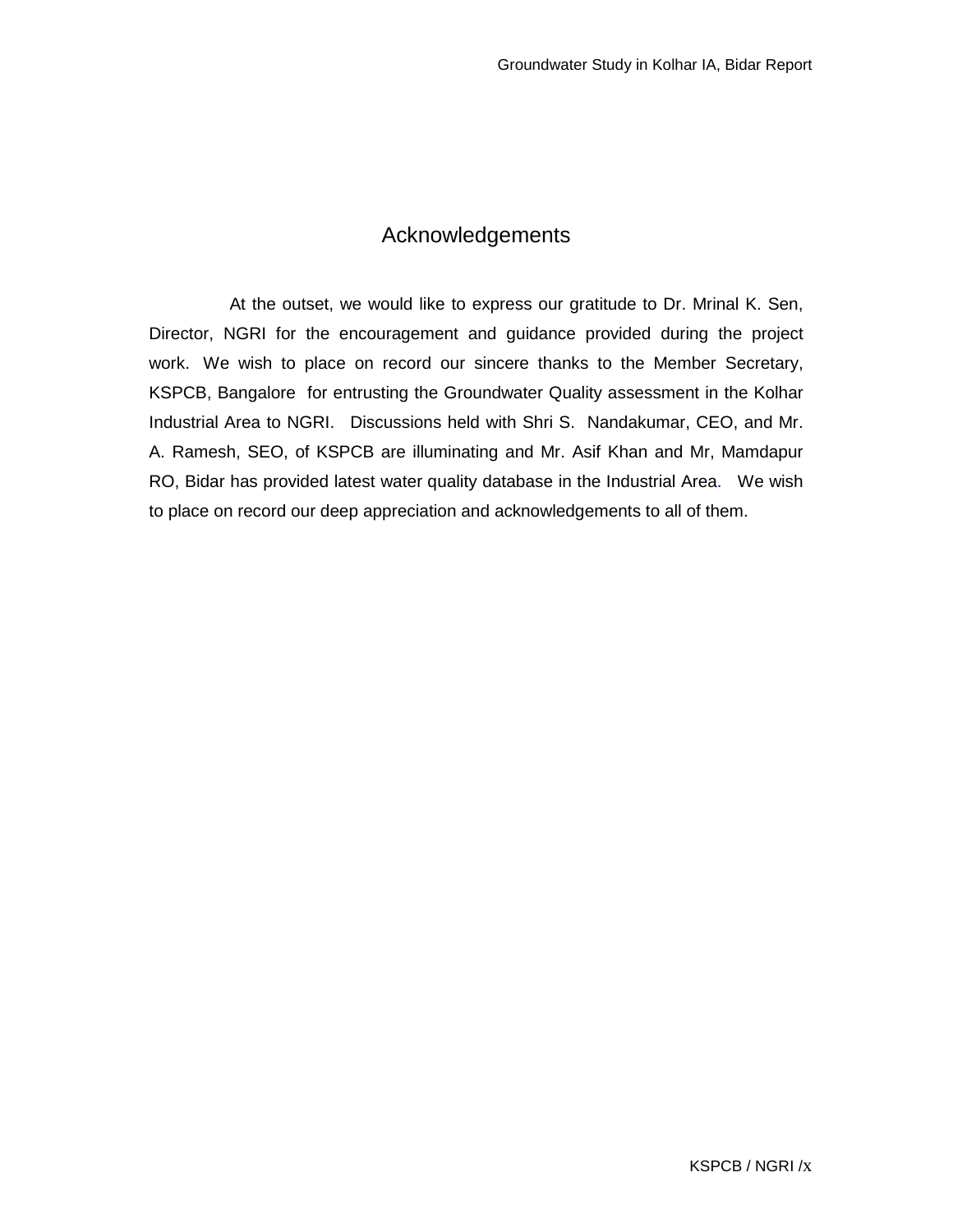# Acknowledgements

At the outset, we would like to express our gratitude to Dr. Mrinal K. Sen, Director, NGRI for the encouragement and guidance provided during the project work. We wish to place on record our sincere thanks to the Member Secretary, KSPCB, Bangalore for entrusting the Groundwater Quality assessment in the Kolhar Industrial Area to NGRI. Discussions held with Shri S. Nandakumar, CEO, and Mr. A. Ramesh, SEO, of KSPCB are illuminating and Mr. Asif Khan and Mr, Mamdapur RO, Bidar has provided latest water quality database in the Industrial Area. We wish to place on record our deep appreciation and acknowledgements to all of them.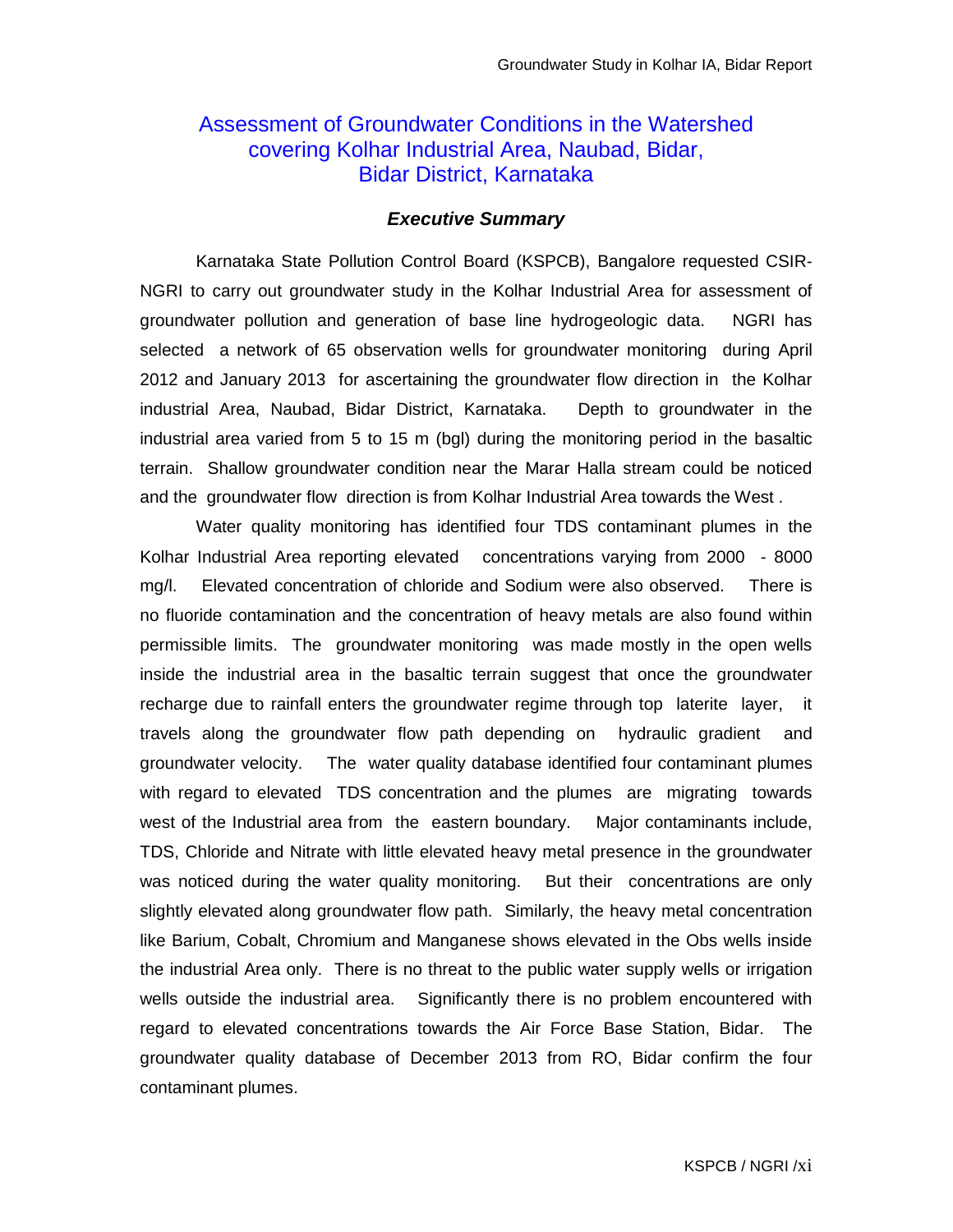# Assessment of Groundwater Conditions in the Watershed covering Kolhar Industrial Area, Naubad, Bidar, Bidar District, Karnataka

## *Executive Summary*

Karnataka State Pollution Control Board (KSPCB), Bangalore requested CSIR-NGRI to carry out groundwater study in the Kolhar Industrial Area for assessment of groundwater pollution and generation of base line hydrogeologic data. NGRI has selected a network of 65 observation wells for groundwater monitoring during April 2012 and January 2013 for ascertaining the groundwater flow direction in the Kolhar industrial Area, Naubad, Bidar District, Karnataka. Depth to groundwater in the industrial area varied from 5 to 15 m (bgl) during the monitoring period in the basaltic terrain. Shallow groundwater condition near the Marar Halla stream could be noticed and the groundwater flow direction is from Kolhar Industrial Area towards the West .

Water quality monitoring has identified four TDS contaminant plumes in the Kolhar Industrial Area reporting elevated concentrations varying from 2000 - 8000 mg/l. Elevated concentration of chloride and Sodium were also observed. There is no fluoride contamination and the concentration of heavy metals are also found within permissible limits. The groundwater monitoring was made mostly in the open wells inside the industrial area in the basaltic terrain suggest that once the groundwater recharge due to rainfall enters the groundwater regime through top laterite layer, it travels along the groundwater flow path depending on hydraulic gradient and groundwater velocity. The water quality database identified four contaminant plumes with regard to elevated TDS concentration and the plumes are migrating towards west of the Industrial area from the eastern boundary. Major contaminants include, TDS, Chloride and Nitrate with little elevated heavy metal presence in the groundwater was noticed during the water quality monitoring. But their concentrations are only slightly elevated along groundwater flow path. Similarly, the heavy metal concentration like Barium, Cobalt, Chromium and Manganese shows elevated in the Obs wells inside the industrial Area only. There is no threat to the public water supply wells or irrigation wells outside the industrial area. Significantly there is no problem encountered with regard to elevated concentrations towards the Air Force Base Station, Bidar. The groundwater quality database of December 2013 from RO, Bidar confirm the four contaminant plumes.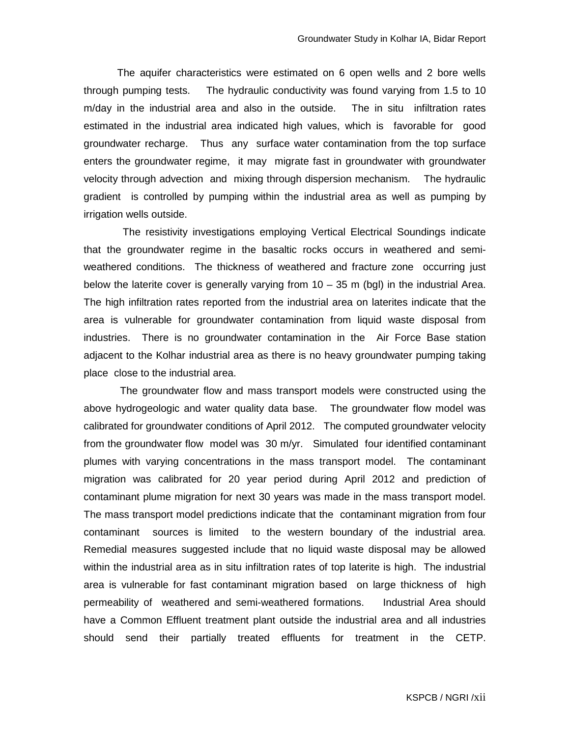The aquifer characteristics were estimated on 6 open wells and 2 bore wells through pumping tests. The hydraulic conductivity was found varying from 1.5 to 10 m/day in the industrial area and also in the outside. The in situ infiltration rates estimated in the industrial area indicated high values, which is favorable for good groundwater recharge. Thus any surface water contamination from the top surface enters the groundwater regime, it may migrate fast in groundwater with groundwater velocity through advection and mixing through dispersion mechanism. The hydraulic gradient is controlled by pumping within the industrial area as well as pumping by irrigation wells outside.

The resistivity investigations employing Vertical Electrical Soundings indicate that the groundwater regime in the basaltic rocks occurs in weathered and semi-weathered conditions. The thickness of weathered and fracture zone occurring just below the laterite cover is generally varying from 10 – 35 m (bgl) in the industrial Area. The high infiltration rates reported from the industrial area on laterites indicate that the area is vulnerable for groundwater contamination from liquid waste disposal from industries. There is no groundwater contamination in the Air Force Base station adjacent to the Kolhar industrial area as there is no heavy groundwater pumping taking place close to the industrial area.

The groundwater flow and mass transport models were constructed using the above hydrogeologic and water quality data base. The groundwater flow model was calibrated for groundwater conditions of April 2012. The computed groundwater velocity from the groundwater flow model was 30 m/yr. Simulated four identified contaminant plumes with varying concentrations in the mass transport model. The contaminant migration was calibrated for 20 year period during April 2012 and prediction of contaminant plume migration for next 30 years was made in the mass transport model. The mass transport model predictions indicate that the contaminant migration from four contaminant sources is limited to the western boundary of the industrial area. Remedial measures suggested include that no liquid waste disposal may be allowed within the industrial area as in situ infiltration rates of top laterite is high. The industrial area is vulnerable for fast contaminant migration based on large thickness of high permeability of weathered and semi-weathered formations. Industrial Area should have a Common Effluent treatment plant outside the industrial area and all industries should send their partially treated effluents for treatment in the CETP.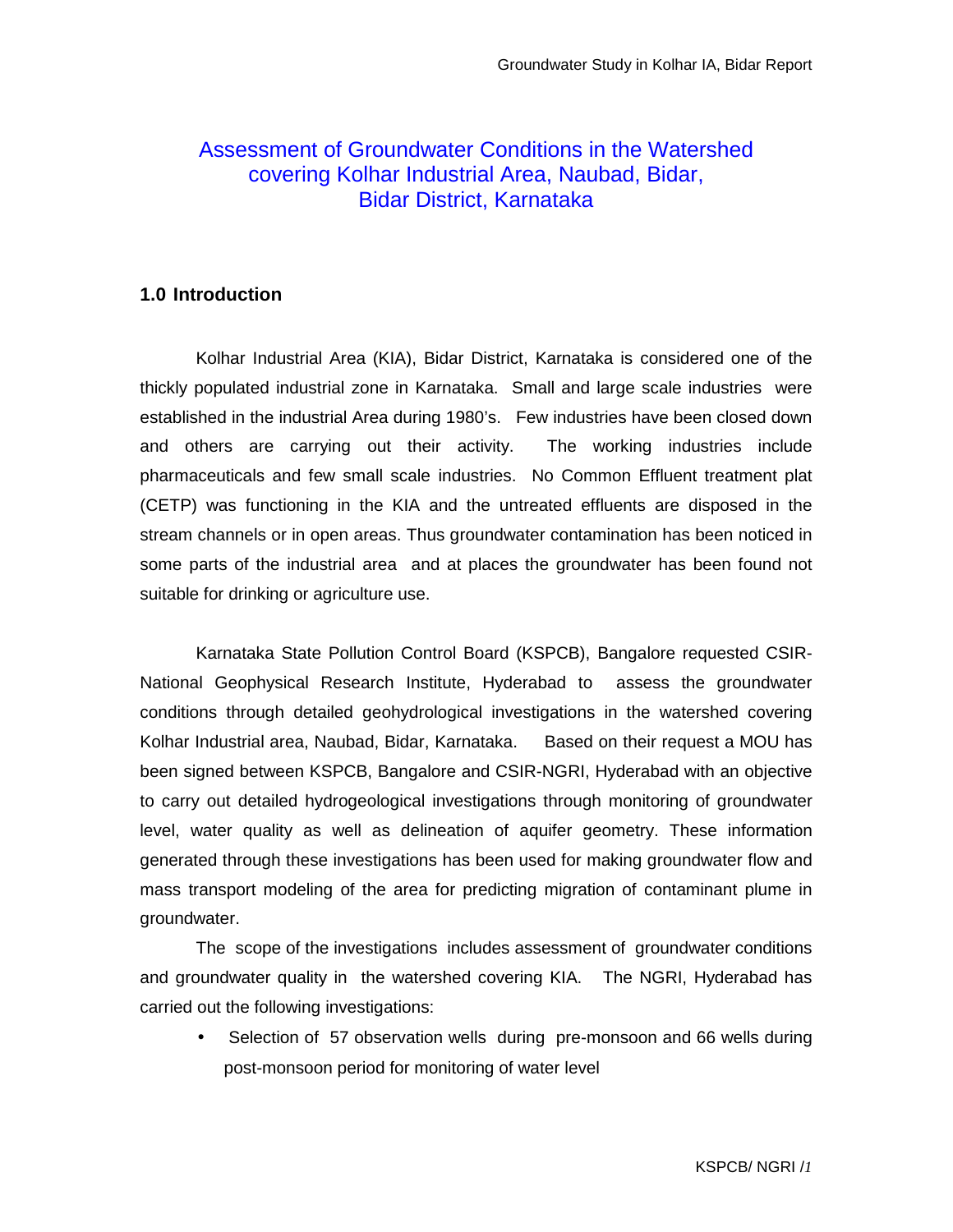# Assessment of Groundwater Conditions in the Watershed covering Kolhar Industrial Area, Naubad, Bidar, Bidar District, Karnataka

## 1.0 Introduction

Kolhar Industrial Area (KIA), Bidar District, Karnataka is considered one of the thickly populated industrial zone in Karnataka. Small and large scale industries were established in the industrial Area during 1980's. Few industries have been closed down and others are carrying out their activity. The working industries include pharmaceuticals and few small scale industries. No Common Effluent treatment plat (CETP) was functioning in the KIA and the untreated effluents are disposed in the stream channels or in open areas. Thus groundwater contamination has been noticed in some parts of the industrial area and at places the groundwater has been found not suitable for drinking or agriculture use.

Karnataka State Pollution Control Board (KSPCB), Bangalore requested CSIR-National Geophysical Research Institute, Hyderabad to assess the groundwater conditions through detailed geohydrological investigations in the watershed covering Kolhar Industrial area, Naubad, Bidar, Karnataka. Based on their request a MOU has been signed between KSPCB, Bangalore and CSIR-NGRI, Hyderabad with an objective to carry out detailed hydrogeological investigations through monitoring of groundwater level, water quality as well as delineation of aquifer geometry. These information generated through these investigations has been used for making groundwater flow and mass transport modeling of the area for predicting migration of contaminant plume in groundwater.

The scope of the investigations includes assessment of groundwater conditions and groundwater quality in the watershed covering KIA. The NGRI, Hyderabad has carried out the following investigations:

- Selection of 57 observation wells during pre-monsoon and 66 wells during post-monsoon period for monitoring of water level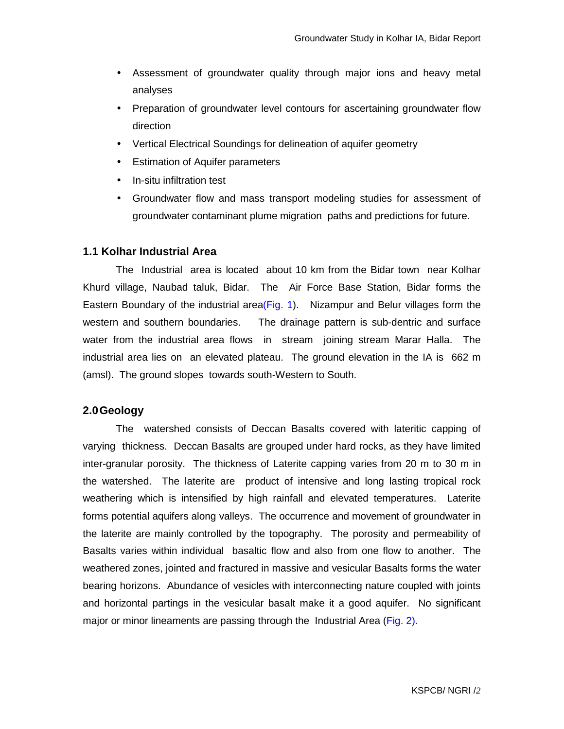- Assessment of groundwater quality through major ions and heavy metal analyses
- Preparation of groundwater level contours for ascertaining groundwater flow direction
- Vertical Electrical Soundings for delineation of aquifer geometry
- Estimation of Aquifer parameters
- In-situ infiltration test
- Groundwater flow and mass transport modeling studies for assessment of groundwater contaminant plume migration paths and predictions for future.

### 1.1 Kolhar Industrial Area

The Industrial area is located about 10 km from the Bidar town near Kolhar Khurd village, Naubad taluk, Bidar. The Air Force Base Station, Bidar forms the Eastern Boundary of the industrial area(Fig. 1). Nizampur and Belur villages form the western and southern boundaries. The drainage pattern is sub-dentric and surface water from the industrial area flows in stream joining stream Marar Halla. The industrial area lies on an elevated plateau. The ground elevation in the IA is 662 m (amsl). The ground slopes towards south-Western to South.

## 2.0 Geology

The watershed consists of Deccan Basalts covered with lateritic capping of varying thickness. Deccan Basalts are grouped under hard rocks, as they have limited inter-granular porosity. The thickness of Laterite capping varies from 20 m to 30 m in the watershed. The laterite are product of intensive and long lasting tropical rock weathering which is intensified by high rainfall and elevated temperatures. Laterite forms potential aquifers along valleys. The occurrence and movement of groundwater in the laterite are mainly controlled by the topography. The porosity and permeability of Basalts varies within individual basaltic flow and also from one flow to another. The weathered zones, jointed and fractured in massive and vesicular Basalts forms the water bearing horizons. Abundance of vesicles with interconnecting nature coupled with joints and horizontal partings in the vesicular basalt make it a good aquifer. No significant major or minor lineaments are passing through the Industrial Area (Fig. 2).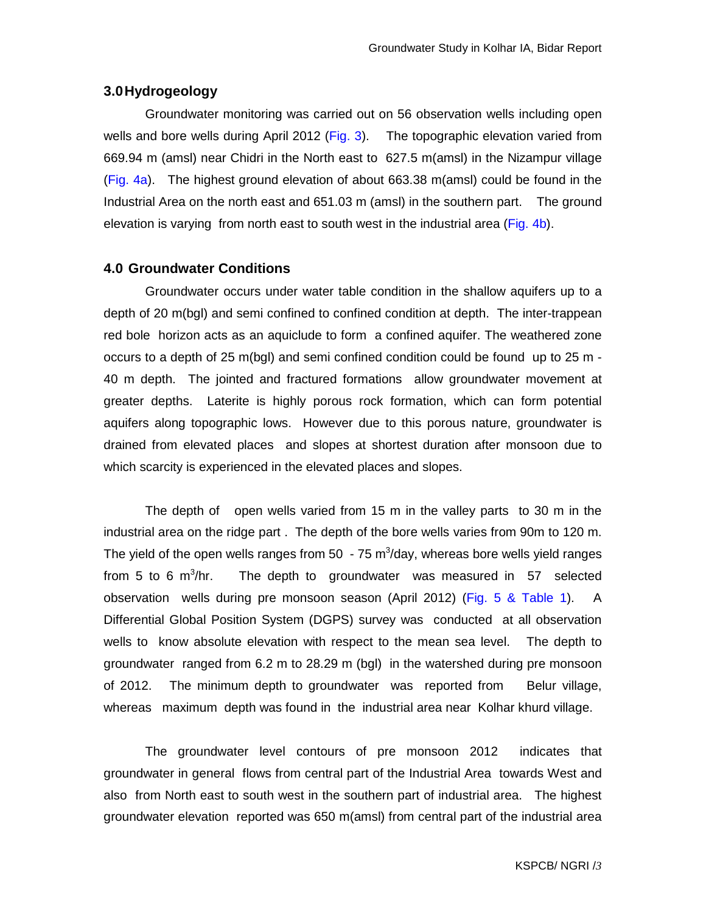## 3.0 Hydrogeology

Groundwater monitoring was carried out on 56 observation wells including open wells and bore wells during April 2012 (Fig. 3). The topographic elevation varied from 669.94 m (amsl) near Chidri in the North east to 627.5 m(amsl) in the Nizampur village (Fig. 4a). The highest ground elevation of about 663.38 m(amsl) could be found in the Industrial Area on the north east and 651.03 m (amsl) in the southern part. The ground elevation is varying from north east to south west in the industrial area (Fig. 4b).

## 4.0 Groundwater Conditions

Groundwater occurs under water table condition in the shallow aquifers up to a depth of 20 m(bgl) and semi confined to confined condition at depth. The inter-trappean red bole horizon acts as an aquiclude to form a confined aquifer. The weathered zone occurs to a depth of 25 m(bgl) and semi confined condition could be found up to 25 m - 40 m depth. The jointed and fractured formations allow groundwater movement at greater depths. Laterite is highly porous rock formation, which can form potential aquifers along topographic lows. However due to this porous nature, groundwater is drained from elevated places and slopes at shortest duration after monsoon due to which scarcity is experienced in the elevated places and slopes.

The depth of open wells varied from 15 m in the valley parts to 30 m in the industrial area on the ridge part . The depth of the bore wells varies from 90m to 120 m. The yield of the open wells ranges from 50 - 75 $m^3$/day, whereas bore wells yield ranges from 5 to 6 $m^3$/hr. The depth to groundwater was measured in 57 selected observation wells during pre monsoon season (April 2012) (Fig. 5 & Table 1). A Differential Global Position System (DGPS) survey was conducted at all observation wells to know absolute elevation with respect to the mean sea level. The depth to groundwater ranged from 6.2 m to 28.29 m (bgl) in the watershed during pre monsoon of 2012. The minimum depth to groundwater was reported from Belur village, whereas maximum depth was found in the industrial area near Kolhar khurd village.

The groundwater level contours of pre monsoon 2012 indicates that groundwater in general flows from central part of the Industrial Area towards West and also from North east to south west in the southern part of industrial area. The highest groundwater elevation reported was 650 m(amsl) from central part of the industrial area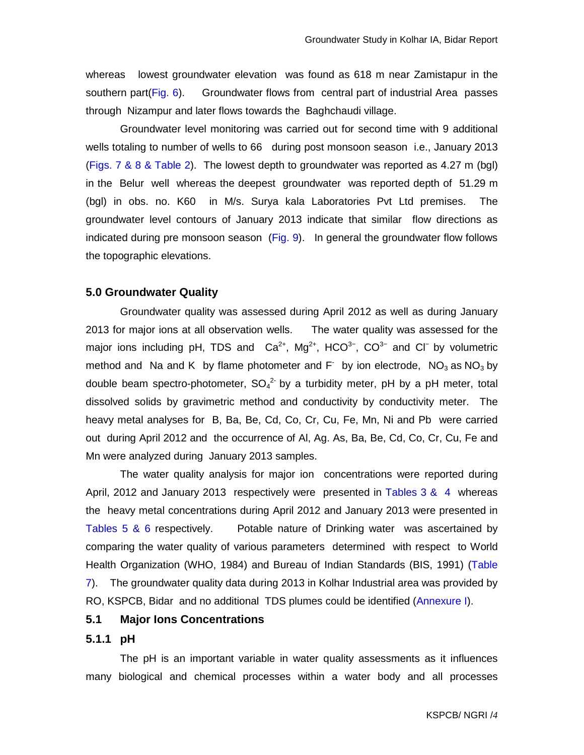whereas lowest groundwater elevation was found as 618 m near Zamistapur in the southern part(Fig. 6). Groundwater flows from central part of industrial Area passes through Nizampur and later flows towards the Baghchaudi village.

Groundwater level monitoring was carried out for second time with 9 additional wells totaling to number of wells to 66 during post monsoon season i.e., January 2013 (Figs. 7 & 8 & Table 2). The lowest depth to groundwater was reported as 4.27 m (bgl) in the Belur well whereas the deepest groundwater was reported depth of 51.29 m (bgl) in obs. no. K60 in M/s. Surya kala Laboratories Pvt Ltd premises. The groundwater level contours of January 2013 indicate that similar flow directions as indicated during pre monsoon season (Fig. 9). In general the groundwater flow follows the topographic elevations.

### 5.0 Groundwater Quality

Groundwater quality was assessed during April 2012 as well as during January 2013 for major ions at all observation wells. The water quality was assessed for the major ions including pH, TDS and $Ca^{2+}$, $Mg^{2+}$, $HCO^{3-}$, $CO^{3-}$ and $Cl^{-}$ by volumetric method and Na and K by flame photometer and $F^{-}$ by ion electrode, $NO_3$ as $NO_3$ by double beam spectro-photometer, $SO_4^{2-}$ by a turbidity meter, pH by a pH meter, total dissolved solids by gravimetric method and conductivity by conductivity meter. The heavy metal analyses for B, Ba, Be, Cd, Co, Cr, Cu, Fe, Mn, Ni and Pb were carried out during April 2012 and the occurrence of Al, Ag. As, Ba, Be, Cd, Co, Cr, Cu, Fe and Mn were analyzed during January 2013 samples.

The water quality analysis for major ion concentrations were reported during April, 2012 and January 2013 respectively were presented in Tables 3 & 4 whereas the heavy metal concentrations during April 2012 and January 2013 were presented in Tables 5 & 6 respectively. Potable nature of Drinking water was ascertained by comparing the water quality of various parameters determined with respect to World Health Organization (WHO, 1984) and Bureau of Indian Standards (BIS, 1991) (Table 7). The groundwater quality data during 2013 in Kolhar Industrial area was provided by RO, KSPCB, Bidar and no additional TDS plumes could be identified (Annexure I).

### 5.1 Major Ions Concentrations

#### 5.1.1 pH

The pH is an important variable in water quality assessments as it influences many biological and chemical processes within a water body and all processes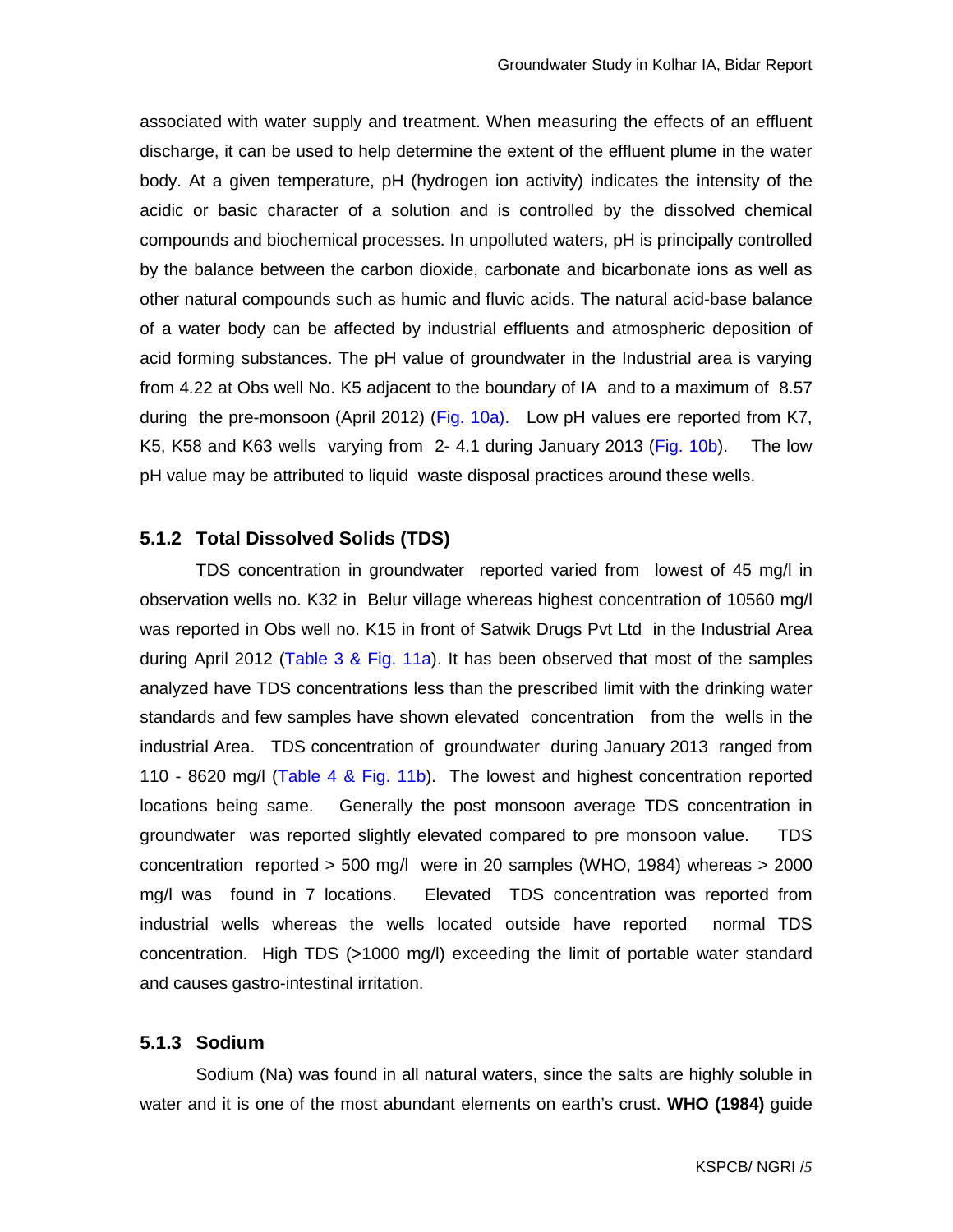associated with water supply and treatment. When measuring the effects of an effluent discharge, it can be used to help determine the extent of the effluent plume in the water body. At a given temperature, pH (hydrogen ion activity) indicates the intensity of the acidic or basic character of a solution and is controlled by the dissolved chemical compounds and biochemical processes. In unpolluted waters, pH is principally controlled by the balance between the carbon dioxide, carbonate and bicarbonate ions as well as other natural compounds such as humic and fluvic acids. The natural acid-base balance of a water body can be affected by industrial effluents and atmospheric deposition of acid forming substances. The pH value of groundwater in the Industrial area is varying from 4.22 at Obs well No. K5 adjacent to the boundary of IA and to a maximum of 8.57 during the pre-monsoon (April 2012) (Fig. 10a). Low pH values ere reported from K7, K5, K58 and K63 wells varying from 2- 4.1 during January 2013 (Fig. 10b). The low pH value may be attributed to liquid waste disposal practices around these wells.

### 5.1.2 Total Dissolved Solids (TDS)

TDS concentration in groundwater reported varied from lowest of 45 mg/l in observation wells no. K32 in Belur village whereas highest concentration of 10560 mg/l was reported in Obs well no. K15 in front of Satwik Drugs Pvt Ltd in the Industrial Area during April 2012 (Table 3 & Fig. 11a). It has been observed that most of the samples analyzed have TDS concentrations less than the prescribed limit with the drinking water standards and few samples have shown elevated concentration from the wells in the industrial Area. TDS concentration of groundwater during January 2013 ranged from 110 - 8620 mg/l (Table 4 & Fig. 11b). The lowest and highest concentration reported locations being same. Generally the post monsoon average TDS concentration in groundwater was reported slightly elevated compared to pre monsoon value. TDS concentration reported > 500 mg/l were in 20 samples (WHO, 1984) whereas > 2000 mg/l was found in 7 locations. Elevated TDS concentration was reported from industrial wells whereas the wells located outside have reported normal TDS concentration. High TDS (>1000 mg/l) exceeding the limit of portable water standard and causes gastro-intestinal irritation.

### 5.1.3 Sodium

Sodium (Na) was found in all natural waters, since the salts are highly soluble in water and it is one of the most abundant elements on earth's crust. **WHO (1984)** guide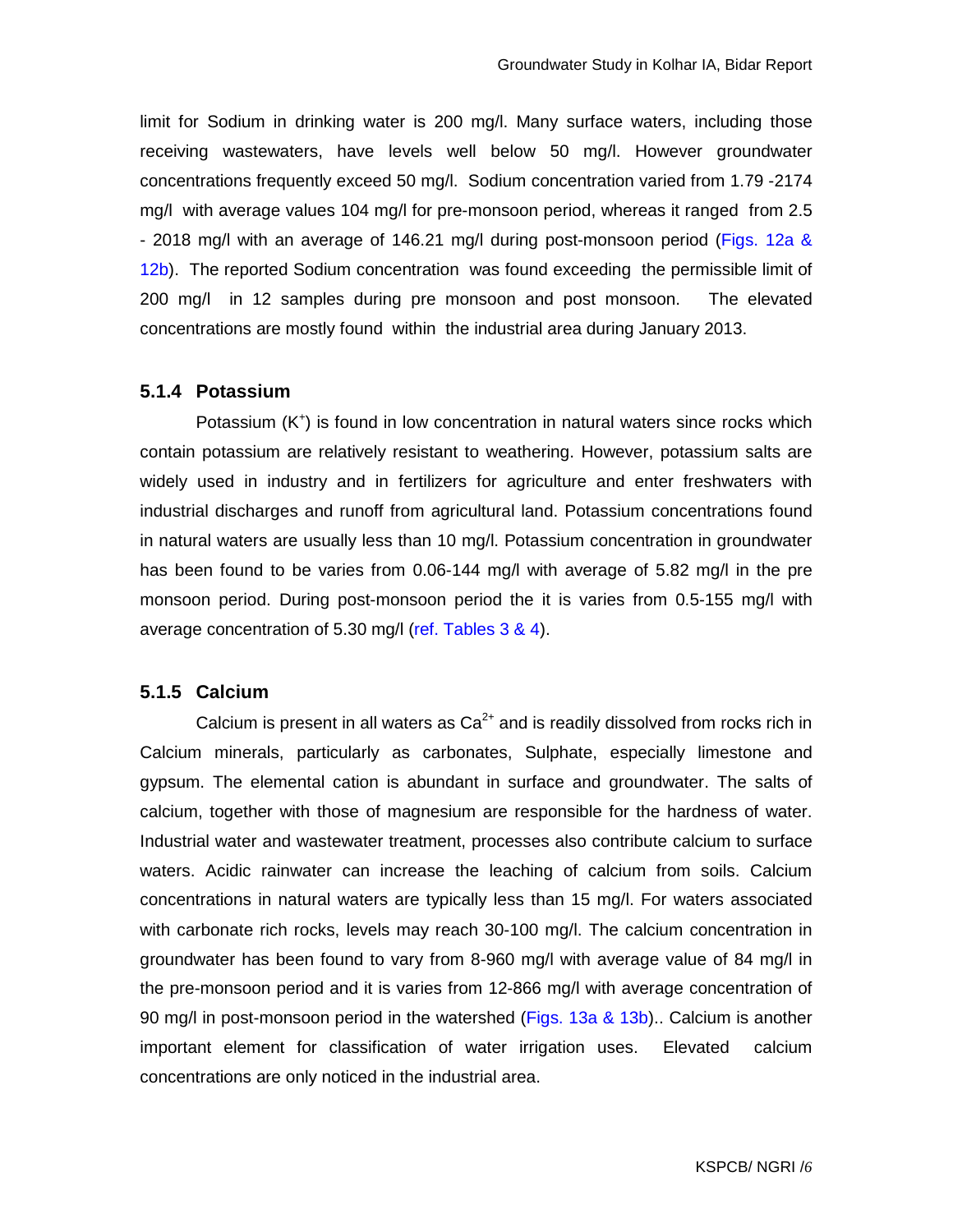limit for Sodium in drinking water is 200 mg/l. Many surface waters, including those receiving wastewaters, have levels well below 50 mg/l. However groundwater concentrations frequently exceed 50 mg/l. Sodium concentration varied from 1.79 -2174 mg/l with average values 104 mg/l for pre-monsoon period, whereas it ranged from 2.5 - 2018 mg/l with an average of 146.21 mg/l during post-monsoon period (Figs. 12a & 12b). The reported Sodium concentration was found exceeding the permissible limit of 200 mg/l in 12 samples during pre monsoon and post monsoon. The elevated concentrations are mostly found within the industrial area during January 2013.

### 5.1.4 Potassium

Potassium ($K^+$) is found in low concentration in natural waters since rocks which contain potassium are relatively resistant to weathering. However, potassium salts are widely used in industry and in fertilizers for agriculture and enter freshwaters with industrial discharges and runoff from agricultural land. Potassium concentrations found in natural waters are usually less than 10 mg/l. Potassium concentration in groundwater has been found to be varies from 0.06-144 mg/l with average of 5.82 mg/l in the pre monsoon period. During post-monsoon period the it is varies from 0.5-155 mg/l with average concentration of 5.30 mg/l (ref. Tables 3 & 4).

### 5.1.5 Calcium

Calcium is present in all waters as $Ca^{2+}$ and is readily dissolved from rocks rich in Calcium minerals, particularly as carbonates, Sulphate, especially limestone and gypsum. The elemental cation is abundant in surface and groundwater. The salts of calcium, together with those of magnesium are responsible for the hardness of water. Industrial water and wastewater treatment, processes also contribute calcium to surface waters. Acidic rainwater can increase the leaching of calcium from soils. Calcium concentrations in natural waters are typically less than 15 mg/l. For waters associated with carbonate rich rocks, levels may reach 30-100 mg/l. The calcium concentration in groundwater has been found to vary from 8-960 mg/l with average value of 84 mg/l in the pre-monsoon period and it is varies from 12-866 mg/l with average concentration of 90 mg/l in post-monsoon period in the watershed (Figs. 13a & 13b).. Calcium is another important element for classification of water irrigation uses. Elevated calcium concentrations are only noticed in the industrial area.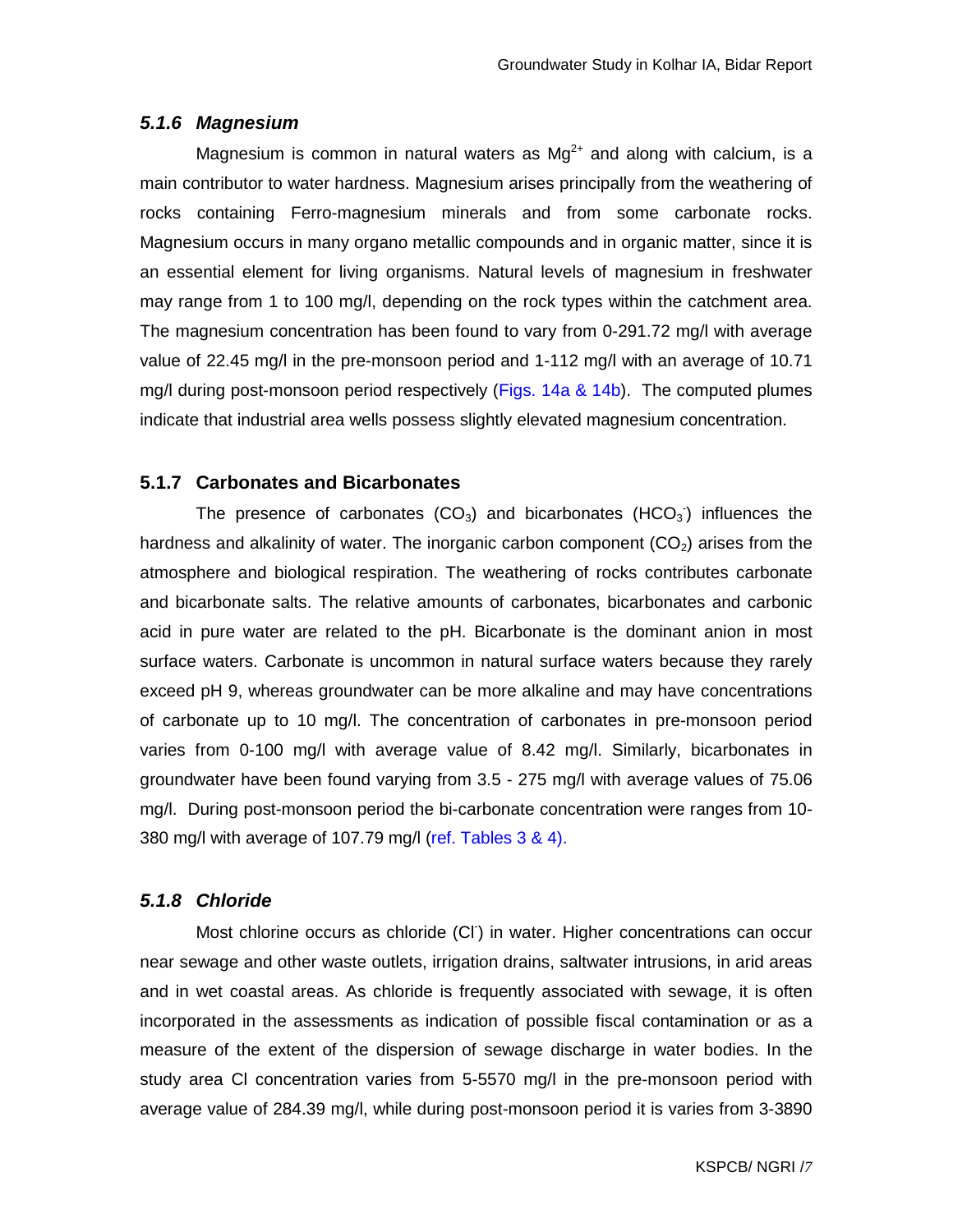### *5.1.6 Magnesium*

Magnesium is common in natural waters as $Mg^{2+}$ and along with calcium, is a main contributor to water hardness. Magnesium arises principally from the weathering of rocks containing Ferro-magnesium minerals and from some carbonate rocks. Magnesium occurs in many organo metallic compounds and in organic matter, since it is an essential element for living organisms. Natural levels of magnesium in freshwater may range from 1 to 100 mg/l, depending on the rock types within the catchment area. The magnesium concentration has been found to vary from 0-291.72 mg/l with average value of 22.45 mg/l in the pre-monsoon period and 1-112 mg/l with an average of 10.71 mg/l during post-monsoon period respectively (Figs. 14a & 14b). The computed plumes indicate that industrial area wells possess slightly elevated magnesium concentration.

### 5.1.7 Carbonates and Bicarbonates

The presence of carbonates ($CO_3$) and bicarbonates ($HCO_3^-$) influences the hardness and alkalinity of water. The inorganic carbon component ($CO_2$) arises from the atmosphere and biological respiration. The weathering of rocks contributes carbonate and bicarbonate salts. The relative amounts of carbonates, bicarbonates and carbonic acid in pure water are related to the pH. Bicarbonate is the dominant anion in most surface waters. Carbonate is uncommon in natural surface waters because they rarely exceed pH 9, whereas groundwater can be more alkaline and may have concentrations of carbonate up to 10 mg/l. The concentration of carbonates in pre-monsoon period varies from 0-100 mg/l with average value of 8.42 mg/l. Similarly, bicarbonates in groundwater have been found varying from 3.5 - 275 mg/l with average values of 75.06 mg/l. During post-monsoon period the bi-carbonate concentration were ranges from 10-380 mg/l with average of 107.79 mg/l (ref. Tables 3 & 4).

### *5.1.8 Chloride*

Most chlorine occurs as chloride ($Cl^-$) in water. Higher concentrations can occur near sewage and other waste outlets, irrigation drains, saltwater intrusions, in arid areas and in wet coastal areas. As chloride is frequently associated with sewage, it is often incorporated in the assessments as indication of possible fiscal contamination or as a measure of the extent of the dispersion of sewage discharge in water bodies. In the study area Cl concentration varies from 5-5570 mg/l in the pre-monsoon period with average value of 284.39 mg/l, while during post-monsoon period it is varies from 3-3890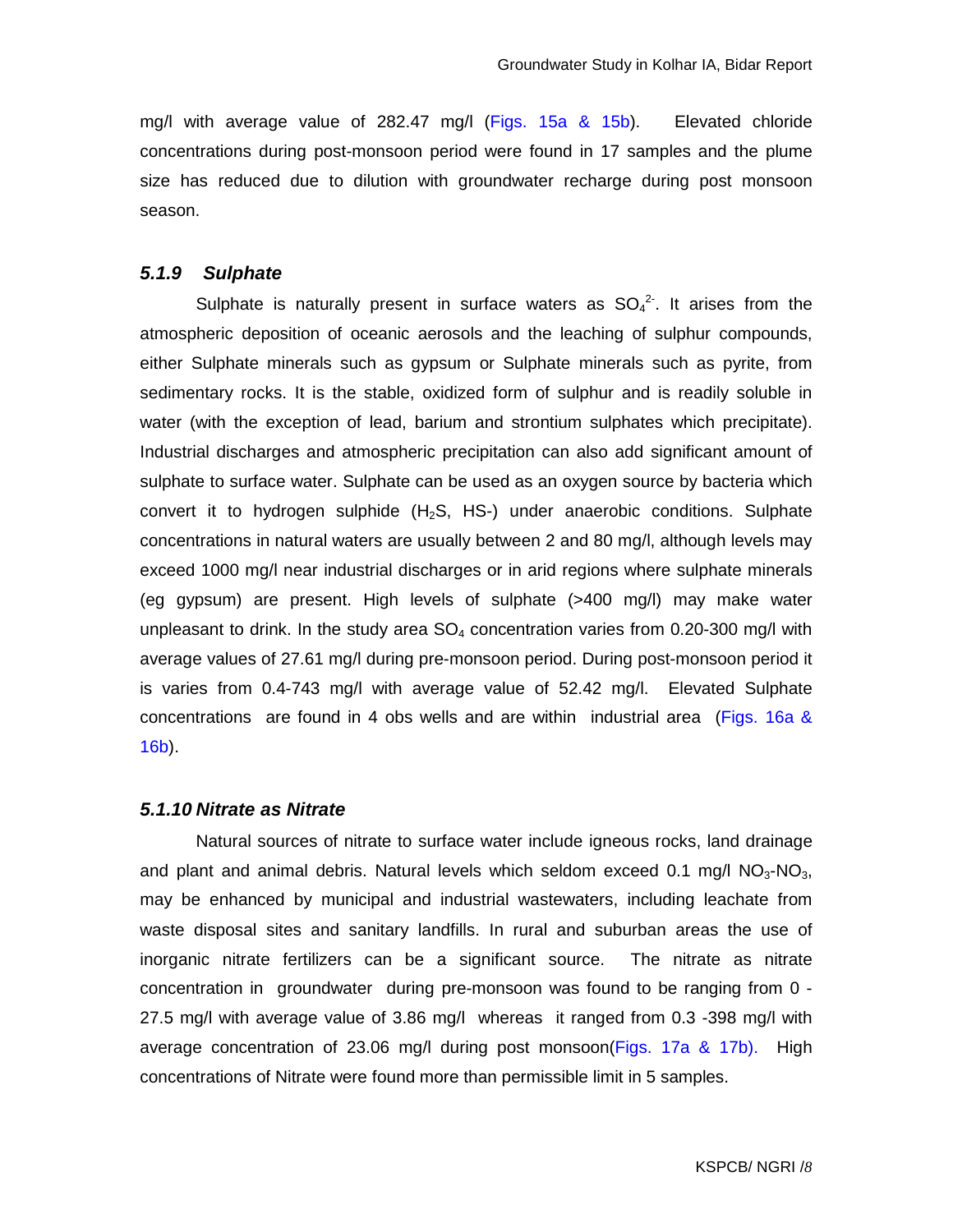mg/l with average value of 282.47 mg/l (Figs. 15a & 15b). Elevated chloride concentrations during post-monsoon period were found in 17 samples and the plume size has reduced due to dilution with groundwater recharge during post monsoon season.

### *5.1.9 Sulphate*

Sulphate is naturally present in surface waters as $SO_4^{2-}$. It arises from the atmospheric deposition of oceanic aerosols and the leaching of sulphur compounds, either Sulphate minerals such as gypsum or Sulphate minerals such as pyrite, from sedimentary rocks. It is the stable, oxidized form of sulphur and is readily soluble in water (with the exception of lead, barium and strontium sulphates which precipitate). Industrial discharges and atmospheric precipitation can also add significant amount of sulphate to surface water. Sulphate can be used as an oxygen source by bacteria which convert it to hydrogen sulphide ($H_2S$, HS-) under anaerobic conditions. Sulphate concentrations in natural waters are usually between 2 and 80 mg/l, although levels may exceed 1000 mg/l near industrial discharges or in arid regions where sulphate minerals (eg gypsum) are present. High levels of sulphate (>400 mg/l) may make water unpleasant to drink. In the study area $SO_4$ concentration varies from 0.20-300 mg/l with average values of 27.61 mg/l during pre-monsoon period. During post-monsoon period it is varies from 0.4-743 mg/l with average value of 52.42 mg/l. Elevated Sulphate concentrations are found in 4 obs wells and are within industrial area (Figs. 16a & 16b).

### *5.1.10 Nitrate as Nitrate*

Natural sources of nitrate to surface water include igneous rocks, land drainage and plant and animal debris. Natural levels which seldom exceed 0.1 mg/l $NO_3$-$NO_3$, may be enhanced by municipal and industrial wastewaters, including leachate from waste disposal sites and sanitary landfills. In rural and suburban areas the use of inorganic nitrate fertilizers can be a significant source. The nitrate as nitrate concentration in groundwater during pre-monsoon was found to be ranging from 0 - 27.5 mg/l with average value of 3.86 mg/l whereas it ranged from 0.3 -398 mg/l with average concentration of 23.06 mg/l during post monsoon(Figs. 17a & 17b). High concentrations of Nitrate were found more than permissible limit in 5 samples.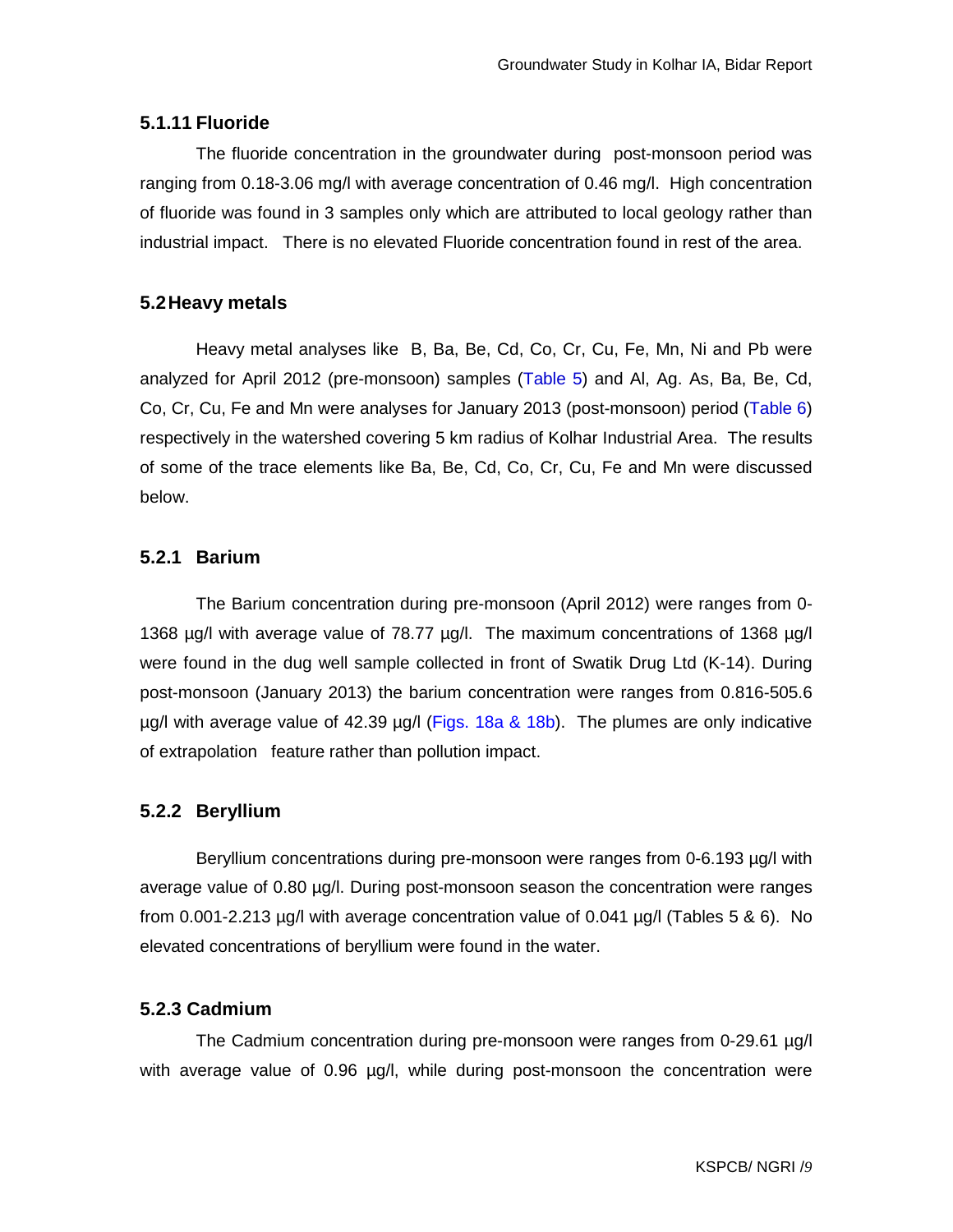### 5.1.11 Fluoride

The fluoride concentration in the groundwater during post-monsoon period was ranging from 0.18-3.06 mg/l with average concentration of 0.46 mg/l. High concentration of fluoride was found in 3 samples only which are attributed to local geology rather than industrial impact. There is no elevated Fluoride concentration found in rest of the area.

## 5.2 Heavy metals

Heavy metal analyses like B, Ba, Be, Cd, Co, Cr, Cu, Fe, Mn, Ni and Pb were analyzed for April 2012 (pre-monsoon) samples (Table 5) and Al, Ag. As, Ba, Be, Cd, Co, Cr, Cu, Fe and Mn were analyses for January 2013 (post-monsoon) period (Table 6) respectively in the watershed covering 5 km radius of Kolhar Industrial Area. The results of some of the trace elements like Ba, Be, Cd, Co, Cr, Cu, Fe and Mn were discussed below.

### 5.2.1 Barium

The Barium concentration during pre-monsoon (April 2012) were ranges from 0-1368 µg/l with average value of 78.77 µg/l. The maximum concentrations of 1368 µg/l were found in the dug well sample collected in front of Swatik Drug Ltd (K-14). During post-monsoon (January 2013) the barium concentration were ranges from 0.816-505.6 µg/l with average value of 42.39 µg/l (Figs. 18a & 18b). The plumes are only indicative of extrapolation feature rather than pollution impact.

### 5.2.2 Beryllium

Beryllium concentrations during pre-monsoon were ranges from 0-6.193 µg/l with average value of 0.80 µg/l. During post-monsoon season the concentration were ranges from 0.001-2.213 µg/l with average concentration value of 0.041 µg/l (Tables 5 & 6). No elevated concentrations of beryllium were found in the water.

### 5.2.3 Cadmium

The Cadmium concentration during pre-monsoon were ranges from 0-29.61 µg/l with average value of 0.96 µg/l, while during post-monsoon the concentration were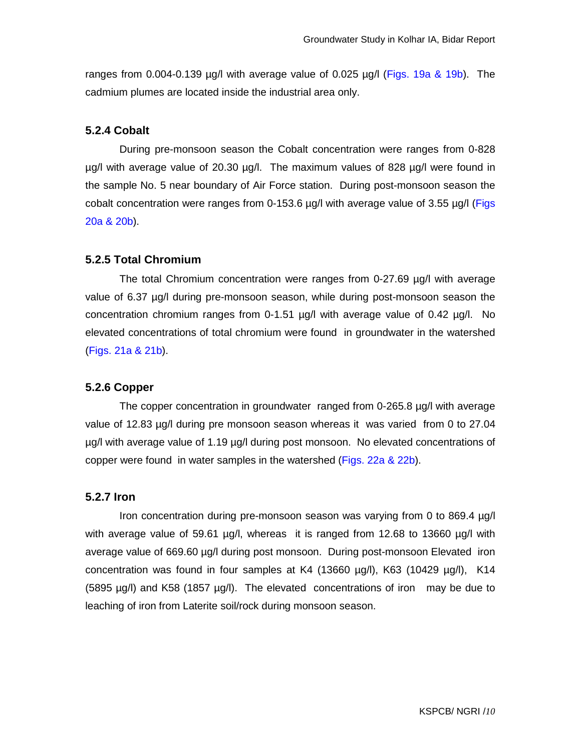ranges from 0.004-0.139 µg/l with average value of 0.025 µg/l (Figs. 19a & 19b). The cadmium plumes are located inside the industrial area only.

### 5.2.4 Cobalt

During pre-monsoon season the Cobalt concentration were ranges from 0-828 µg/l with average value of 20.30 µg/l. The maximum values of 828 µg/l were found in the sample No. 5 near boundary of Air Force station. During post-monsoon season the cobalt concentration were ranges from 0-153.6 µg/l with average value of 3.55 µg/l (Figs 20a & 20b).

### 5.2.5 Total Chromium

The total Chromium concentration were ranges from 0-27.69 µg/l with average value of 6.37 µg/l during pre-monsoon season, while during post-monsoon season the concentration chromium ranges from 0-1.51 µg/l with average value of 0.42 µg/l. No elevated concentrations of total chromium were found in groundwater in the watershed (Figs. 21a & 21b).

### 5.2.6 Copper

The copper concentration in groundwater ranged from 0-265.8 µg/l with average value of 12.83 µg/l during pre monsoon season whereas it was varied from 0 to 27.04 µg/l with average value of 1.19 µg/l during post monsoon. No elevated concentrations of copper were found in water samples in the watershed (Figs. 22a & 22b).

### 5.2.7 Iron

Iron concentration during pre-monsoon season was varying from 0 to 869.4 µg/l with average value of 59.61 µg/l, whereas it is ranged from 12.68 to 13660 µg/l with average value of 669.60 µg/l during post monsoon. During post-monsoon Elevated iron concentration was found in four samples at K4 (13660 µg/l), K63 (10429 µg/l), K14 (5895 µg/l) and K58 (1857 µg/l). The elevated concentrations of iron may be due to leaching of iron from Laterite soil/rock during monsoon season.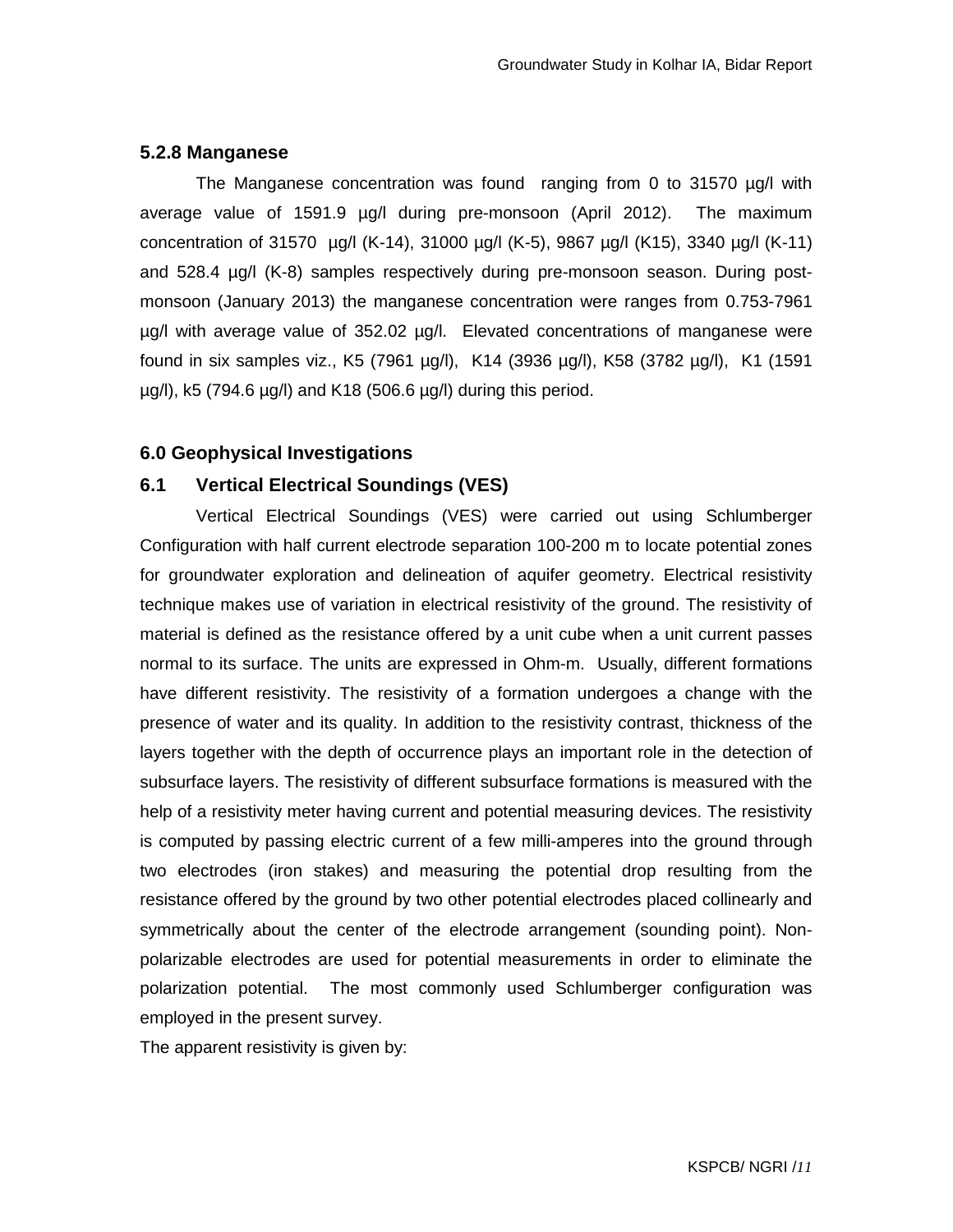### 5.2.8 Manganese

The Manganese concentration was found ranging from 0 to 31570 µg/l with average value of 1591.9 µg/l during pre-monsoon (April 2012). The maximum concentration of 31570 µg/l (K-14), 31000 µg/l (K-5), 9867 µg/l (K15), 3340 µg/l (K-11) and 528.4 µg/l (K-8) samples respectively during pre-monsoon season. During post-monsoon (January 2013) the manganese concentration were ranges from 0.753-7961 µg/l with average value of 352.02 µg/l. Elevated concentrations of manganese were found in six samples viz., K5 (7961 µg/l), K14 (3936 µg/l), K58 (3782 µg/l), K1 (1591 µg/l), k5 (794.6 µg/l) and K18 (506.6 µg/l) during this period.

## 6.0 Geophysical Investigations

### 6.1 Vertical Electrical Soundings (VES)

Vertical Electrical Soundings (VES) were carried out using Schlumberger Configuration with half current electrode separation 100-200 m to locate potential zones for groundwater exploration and delineation of aquifer geometry. Electrical resistivity technique makes use of variation in electrical resistivity of the ground. The resistivity of material is defined as the resistance offered by a unit cube when a unit current passes normal to its surface. The units are expressed in Ohm-m. Usually, different formations have different resistivity. The resistivity of a formation undergoes a change with the presence of water and its quality. In addition to the resistivity contrast, thickness of the layers together with the depth of occurrence plays an important role in the detection of subsurface layers. The resistivity of different subsurface formations is measured with the help of a resistivity meter having current and potential measuring devices. The resistivity is computed by passing electric current of a few milli-amperes into the ground through two electrodes (iron stakes) and measuring the potential drop resulting from the resistance offered by the ground by two other potential electrodes placed collinearly and symmetrically about the center of the electrode arrangement (sounding point). Non-polarizable electrodes are used for potential measurements in order to eliminate the polarization potential. The most commonly used Schlumberger configuration was employed in the present survey.

The apparent resistivity is given by: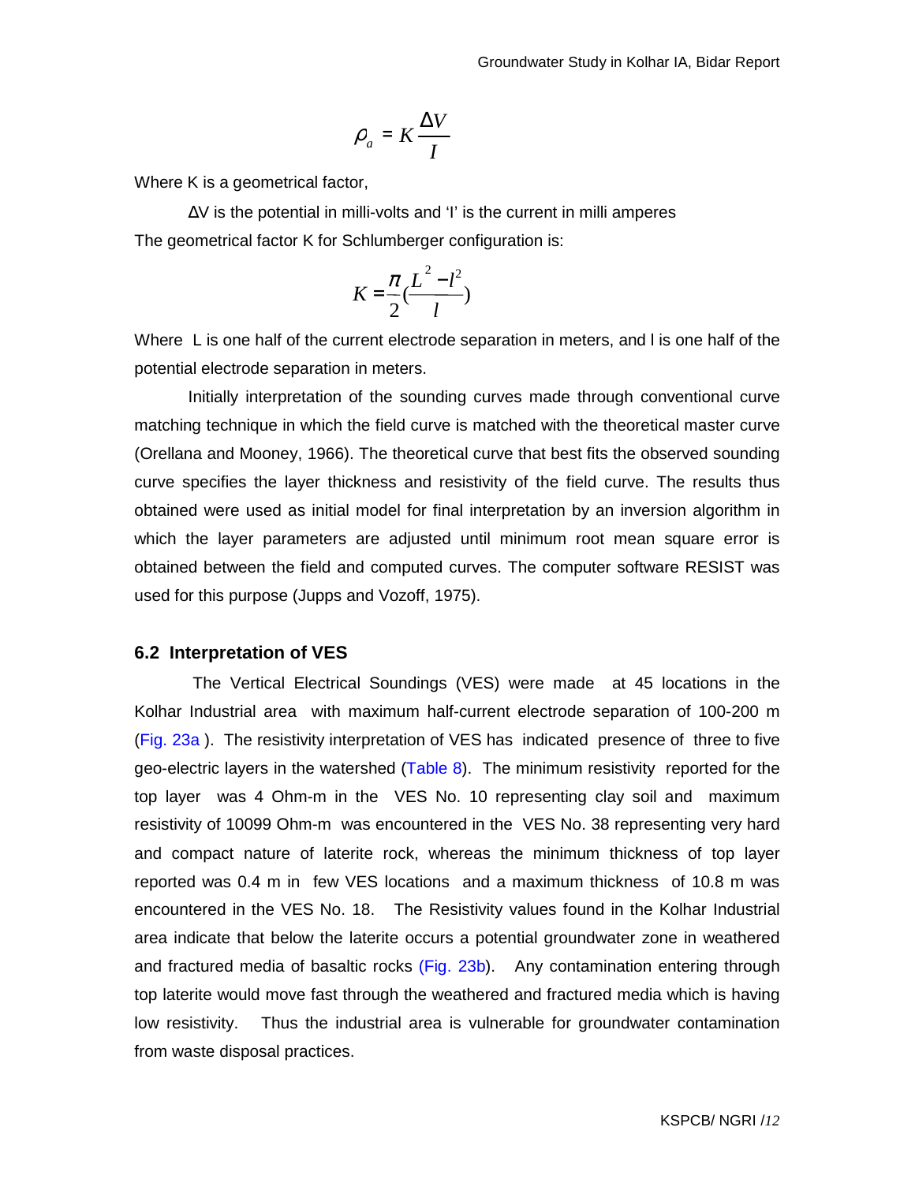$$\rho_a = K \frac{\Delta V}{I}$$

Where K is a geometrical factor,

$\Delta V$ is the potential in milli-volts and 'I' is the current in milli amperes

The geometrical factor K for Schlumberger configuration is:

$$K = \frac{\pi}{2}\left(\frac{L^2 - l^2}{l}\right)$$

Where L is one half of the current electrode separation in meters, and l is one half of the potential electrode separation in meters.

Initially interpretation of the sounding curves made through conventional curve matching technique in which the field curve is matched with the theoretical master curve (Orellana and Mooney, 1966). The theoretical curve that best fits the observed sounding curve specifies the layer thickness and resistivity of the field curve. The results thus obtained were used as initial model for final interpretation by an inversion algorithm in which the layer parameters are adjusted until minimum root mean square error is obtained between the field and computed curves. The computer software RESIST was used for this purpose (Jupps and Vozoff, 1975).

## 6.2 Interpretation of VES

The Vertical Electrical Soundings (VES) were made at 45 locations in the Kolhar Industrial area with maximum half-current electrode separation of 100-200 m (Fig. 23a ). The resistivity interpretation of VES has indicated presence of three to five geo-electric layers in the watershed (Table 8). The minimum resistivity reported for the top layer was 4 Ohm-m in the VES No. 10 representing clay soil and maximum resistivity of 10099 Ohm-m was encountered in the VES No. 38 representing very hard and compact nature of laterite rock, whereas the minimum thickness of top layer reported was 0.4 m in few VES locations and a maximum thickness of 10.8 m was encountered in the VES No. 18. The Resistivity values found in the Kolhar Industrial area indicate that below the laterite occurs a potential groundwater zone in weathered and fractured media of basaltic rocks (Fig. 23b). Any contamination entering through top laterite would move fast through the weathered and fractured media which is having low resistivity. Thus the industrial area is vulnerable for groundwater contamination from waste disposal practices.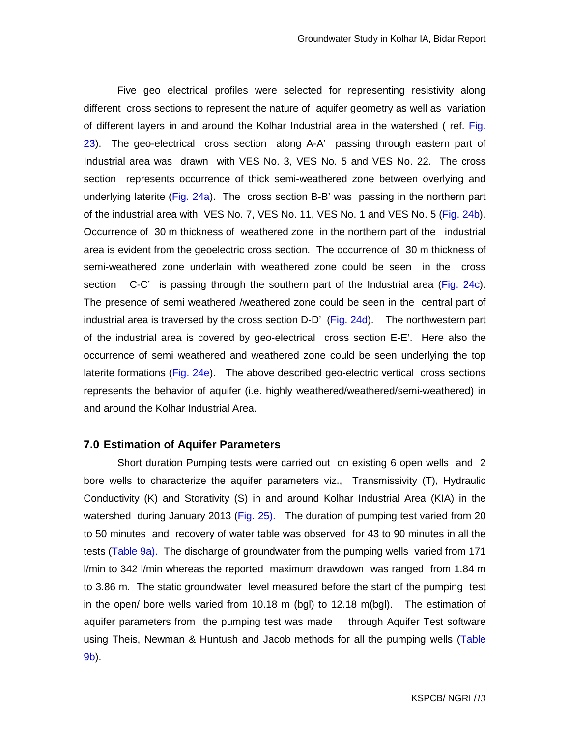Five geo electrical profiles were selected for representing resistivity along different cross sections to represent the nature of aquifer geometry as well as variation of different layers in and around the Kolhar Industrial area in the watershed ( ref. Fig. 23). The geo-electrical cross section along A-A' passing through eastern part of Industrial area was drawn with VES No. 3, VES No. 5 and VES No. 22. The cross section represents occurrence of thick semi-weathered zone between overlying and underlying laterite (Fig. 24a). The cross section B-B' was passing in the northern part of the industrial area with VES No. 7, VES No. 11, VES No. 1 and VES No. 5 (Fig. 24b). Occurrence of 30 m thickness of weathered zone in the northern part of the industrial area is evident from the geoelectric cross section. The occurrence of 30 m thickness of semi-weathered zone underlain with weathered zone could be seen in the cross section C-C' is passing through the southern part of the Industrial area (Fig. 24c). The presence of semi weathered /weathered zone could be seen in the central part of industrial area is traversed by the cross section D-D' (Fig. 24d). The northwestern part of the industrial area is covered by geo-electrical cross section E-E'. Here also the occurrence of semi weathered and weathered zone could be seen underlying the top laterite formations (Fig. 24e). The above described geo-electric vertical cross sections represents the behavior of aquifer (i.e. highly weathered/weathered/semi-weathered) in and around the Kolhar Industrial Area.

## 7.0 Estimation of Aquifer Parameters

Short duration Pumping tests were carried out on existing 6 open wells and 2 bore wells to characterize the aquifer parameters viz., Transmissivity (T), Hydraulic Conductivity (K) and Storativity (S) in and around Kolhar Industrial Area (KIA) in the watershed during January 2013 (Fig. 25). The duration of pumping test varied from 20 to 50 minutes and recovery of water table was observed for 43 to 90 minutes in all the tests (Table 9a). The discharge of groundwater from the pumping wells varied from 171 l/min to 342 l/min whereas the reported maximum drawdown was ranged from 1.84 m to 3.86 m. The static groundwater level measured before the start of the pumping test in the open/ bore wells varied from 10.18 m (bgl) to 12.18 m(bgl). The estimation of aquifer parameters from the pumping test was made through Aquifer Test software using Theis, Newman & Huntush and Jacob methods for all the pumping wells (Table 9b).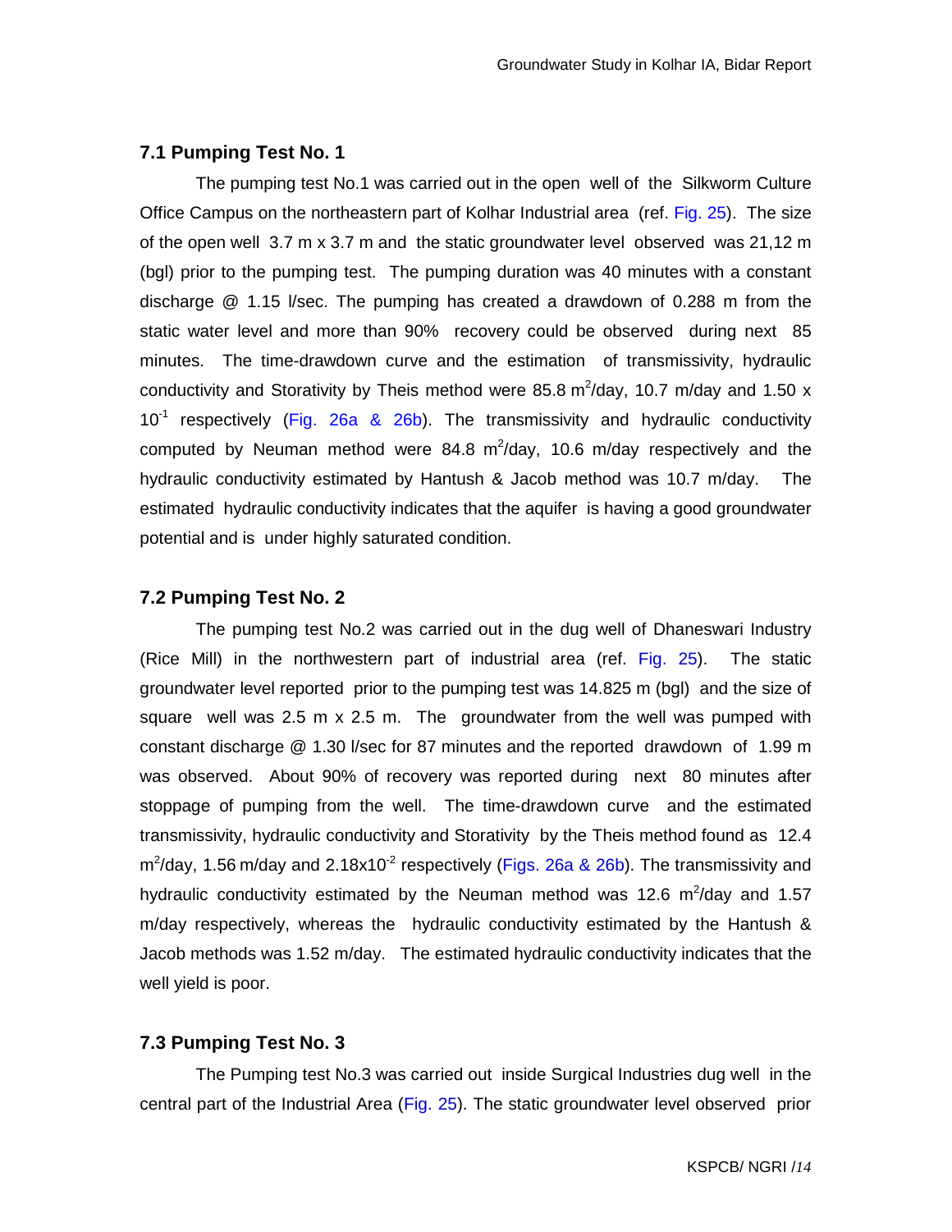### 7.1 Pumping Test No. 1

The pumping test No.1 was carried out in the open well of the Silkworm Culture Office Campus on the northeastern part of Kolhar Industrial area (ref. Fig. 25). The size of the open well 3.7 m x 3.7 m and the static groundwater level observed was 21,12 m (bgl) prior to the pumping test. The pumping duration was 40 minutes with a constant discharge @ 1.15 l/sec. The pumping has created a drawdown of 0.288 m from the static water level and more than 90% recovery could be observed during next 85 minutes. The time-drawdown curve and the estimation of transmissivity, hydraulic conductivity and Storativity by Theis method were 85.8 $m^2$/day, 10.7 m/day and 1.50 x $10^{-1}$ respectively (Fig. 26a & 26b). The transmissivity and hydraulic conductivity computed by Neuman method were 84.8 $m^2$/day, 10.6 m/day respectively and the hydraulic conductivity estimated by Hantush & Jacob method was 10.7 m/day. The estimated hydraulic conductivity indicates that the aquifer is having a good groundwater potential and is under highly saturated condition.

### 7.2 Pumping Test No. 2

The pumping test No.2 was carried out in the dug well of Dhaneswari Industry (Rice Mill) in the northwestern part of industrial area (ref. Fig. 25). The static groundwater level reported prior to the pumping test was 14.825 m (bgl) and the size of square well was 2.5 m x 2.5 m. The groundwater from the well was pumped with constant discharge @ 1.30 l/sec for 87 minutes and the reported drawdown of 1.99 m was observed. About 90% of recovery was reported during next 80 minutes after stoppage of pumping from the well. The time-drawdown curve and the estimated transmissivity, hydraulic conductivity and Storativity by the Theis method found as 12.4 $m^2$/day, 1.56 m/day and 2.18x$10^{-2}$ respectively (Figs. 26a & 26b). The transmissivity and hydraulic conductivity estimated by the Neuman method was 12.6 $m^2$/day and 1.57 m/day respectively, whereas the hydraulic conductivity estimated by the Hantush & Jacob methods was 1.52 m/day. The estimated hydraulic conductivity indicates that the well yield is poor.

### 7.3 Pumping Test No. 3

The Pumping test No.3 was carried out inside Surgical Industries dug well in the central part of the Industrial Area (Fig. 25). The static groundwater level observed prior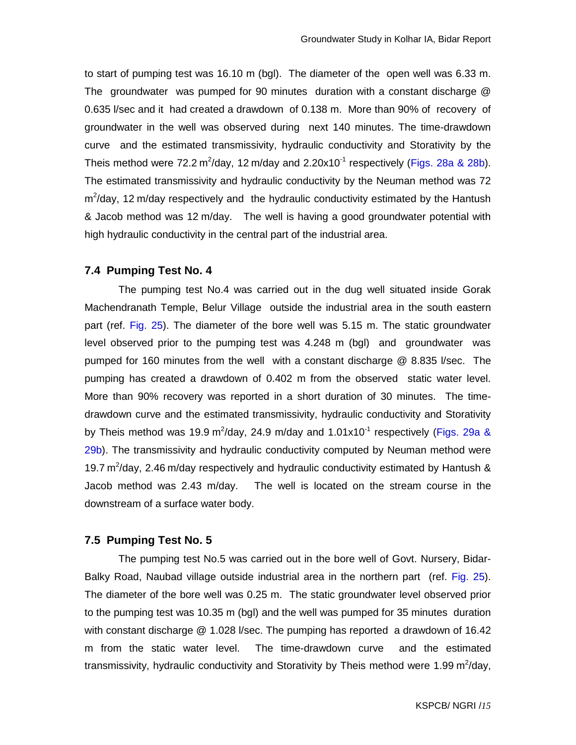to start of pumping test was 16.10 m (bgl). The diameter of the open well was 6.33 m. The groundwater was pumped for 90 minutes duration with a constant discharge @ 0.635 l/sec and it had created a drawdown of 0.138 m. More than 90% of recovery of groundwater in the well was observed during next 140 minutes. The time-drawdown curve and the estimated transmissivity, hydraulic conductivity and Storativity by the Theis method were 72.2 $m^2$/day, 12 m/day and $2.20 \times 10^{-1}$ respectively (Figs. 28a & 28b). The estimated transmissivity and hydraulic conductivity by the Neuman method was 72 $m^2$/day, 12 m/day respectively and the hydraulic conductivity estimated by the Hantush & Jacob method was 12 m/day. The well is having a good groundwater potential with high hydraulic conductivity in the central part of the industrial area.

### 7.4 Pumping Test No. 4

The pumping test No.4 was carried out in the dug well situated inside Gorak Machendranath Temple, Belur Village outside the industrial area in the south eastern part (ref. Fig. 25). The diameter of the bore well was 5.15 m. The static groundwater level observed prior to the pumping test was 4.248 m (bgl) and groundwater was pumped for 160 minutes from the well with a constant discharge @ 8.835 l/sec. The pumping has created a drawdown of 0.402 m from the observed static water level. More than 90% recovery was reported in a short duration of 30 minutes. The time-drawdown curve and the estimated transmissivity, hydraulic conductivity and Storativity by Theis method was 19.9 $m^2$/day, 24.9 m/day and $1.01 \times 10^{-1}$ respectively (Figs. 29a & 29b). The transmissivity and hydraulic conductivity computed by Neuman method were 19.7 $m^2$/day, 2.46 m/day respectively and hydraulic conductivity estimated by Hantush & Jacob method was 2.43 m/day. The well is located on the stream course in the downstream of a surface water body.

### 7.5 Pumping Test No. 5

The pumping test No.5 was carried out in the bore well of Govt. Nursery, Bidar-Balky Road, Naubad village outside industrial area in the northern part (ref. Fig. 25). The diameter of the bore well was 0.25 m. The static groundwater level observed prior to the pumping test was 10.35 m (bgl) and the well was pumped for 35 minutes duration with constant discharge @ 1.028 l/sec. The pumping has reported a drawdown of 16.42 m from the static water level. The time-drawdown curve and the estimated transmissivity, hydraulic conductivity and Storativity by Theis method were 1.99 $m^2$/day,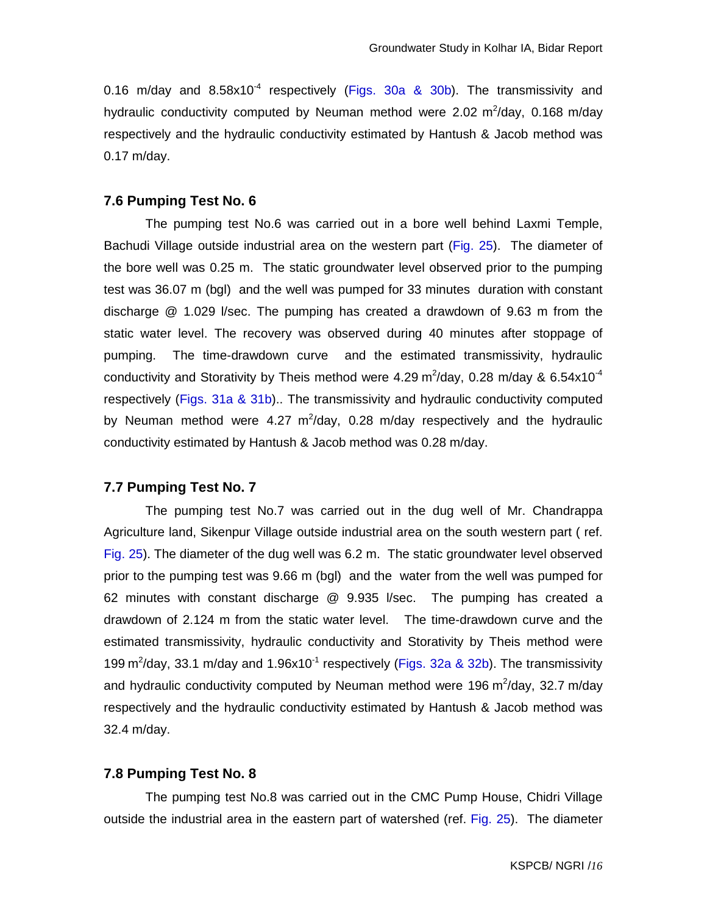0.16 m/day and $8.58 \times 10^{-4}$ respectively (Figs. 30a & 30b). The transmissivity and hydraulic conductivity computed by Neuman method were 2.02 $m^2$/day, 0.168 m/day respectively and the hydraulic conductivity estimated by Hantush & Jacob method was 0.17 m/day.

### 7.6 Pumping Test No. 6

The pumping test No.6 was carried out in a bore well behind Laxmi Temple, Bachudi Village outside industrial area on the western part (Fig. 25). The diameter of the bore well was 0.25 m. The static groundwater level observed prior to the pumping test was 36.07 m (bgl) and the well was pumped for 33 minutes duration with constant discharge @ 1.029 l/sec. The pumping has created a drawdown of 9.63 m from the static water level. The recovery was observed during 40 minutes after stoppage of pumping. The time-drawdown curve and the estimated transmissivity, hydraulic conductivity and Storativity by Theis method were 4.29 $m^2$/day, 0.28 m/day & $6.54 \times 10^{-4}$ respectively (Figs. 31a & 31b).. The transmissivity and hydraulic conductivity computed by Neuman method were 4.27 $m^2$/day, 0.28 m/day respectively and the hydraulic conductivity estimated by Hantush & Jacob method was 0.28 m/day.

### 7.7 Pumping Test No. 7

The pumping test No.7 was carried out in the dug well of Mr. Chandrappa Agriculture land, Sikenpur Village outside industrial area on the south western part ( ref. Fig. 25). The diameter of the dug well was 6.2 m. The static groundwater level observed prior to the pumping test was 9.66 m (bgl) and the water from the well was pumped for 62 minutes with constant discharge @ 9.935 l/sec. The pumping has created a drawdown of 2.124 m from the static water level. The time-drawdown curve and the estimated transmissivity, hydraulic conductivity and Storativity by Theis method were 199 $m^2$/day, 33.1 m/day and $1.96 \times 10^{-1}$ respectively (Figs. 32a & 32b). The transmissivity and hydraulic conductivity computed by Neuman method were 196 $m^2$/day, 32.7 m/day respectively and the hydraulic conductivity estimated by Hantush & Jacob method was 32.4 m/day.

### 7.8 Pumping Test No. 8

The pumping test No.8 was carried out in the CMC Pump House, Chidri Village outside the industrial area in the eastern part of watershed (ref. Fig. 25). The diameter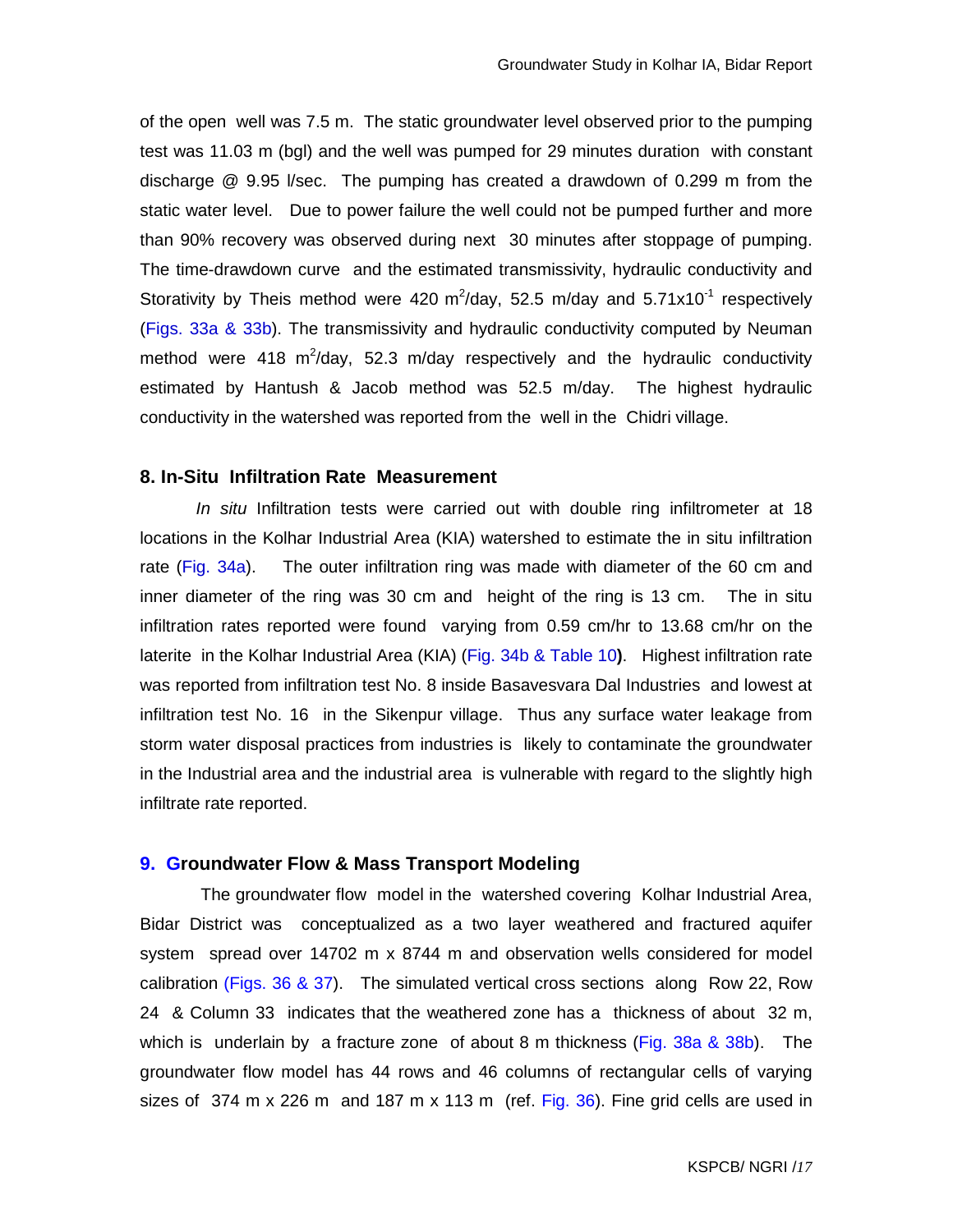of the open well was 7.5 m. The static groundwater level observed prior to the pumping test was 11.03 m (bgl) and the well was pumped for 29 minutes duration with constant discharge @ 9.95 l/sec. The pumping has created a drawdown of 0.299 m from the static water level. Due to power failure the well could not be pumped further and more than 90% recovery was observed during next 30 minutes after stoppage of pumping. The time-drawdown curve and the estimated transmissivity, hydraulic conductivity and Storativity by Theis method were 420 $m^2$/day, 52.5 m/day and $5.71 \times 10^{-1}$ respectively (Figs. 33a & 33b). The transmissivity and hydraulic conductivity computed by Neuman method were 418 $m^2$/day, 52.3 m/day respectively and the hydraulic conductivity estimated by Hantush & Jacob method was 52.5 m/day. The highest hydraulic conductivity in the watershed was reported from the well in the Chidri village.

## 8. In-Situ Infiltration Rate Measurement

*In situ* Infiltration tests were carried out with double ring infiltrometer at 18 locations in the Kolhar Industrial Area (KIA) watershed to estimate the in situ infiltration rate (Fig. 34a). The outer infiltration ring was made with diameter of the 60 cm and inner diameter of the ring was 30 cm and height of the ring is 13 cm. The in situ infiltration rates reported were found varying from 0.59 cm/hr to 13.68 cm/hr on the laterite in the Kolhar Industrial Area (KIA) (Fig. 34b & Table 10). Highest infiltration rate was reported from infiltration test No. 8 inside Basavesvara Dal Industries and lowest at infiltration test No. 16 in the Sikenpur village. Thus any surface water leakage from storm water disposal practices from industries is likely to contaminate the groundwater in the Industrial area and the industrial area is vulnerable with regard to the slightly high infiltrate rate reported.

## 9. Groundwater Flow & Mass Transport Modeling

The groundwater flow model in the watershed covering Kolhar Industrial Area, Bidar District was conceptualized as a two layer weathered and fractured aquifer system spread over 14702 m x 8744 m and observation wells considered for model calibration (Figs. 36 & 37). The simulated vertical cross sections along Row 22, Row 24 & Column 33 indicates that the weathered zone has a thickness of about 32 m, which is underlain by a fracture zone of about 8 m thickness (Fig. 38a & 38b). The groundwater flow model has 44 rows and 46 columns of rectangular cells of varying sizes of 374 m x 226 m and 187 m x 113 m (ref. Fig. 36). Fine grid cells are used in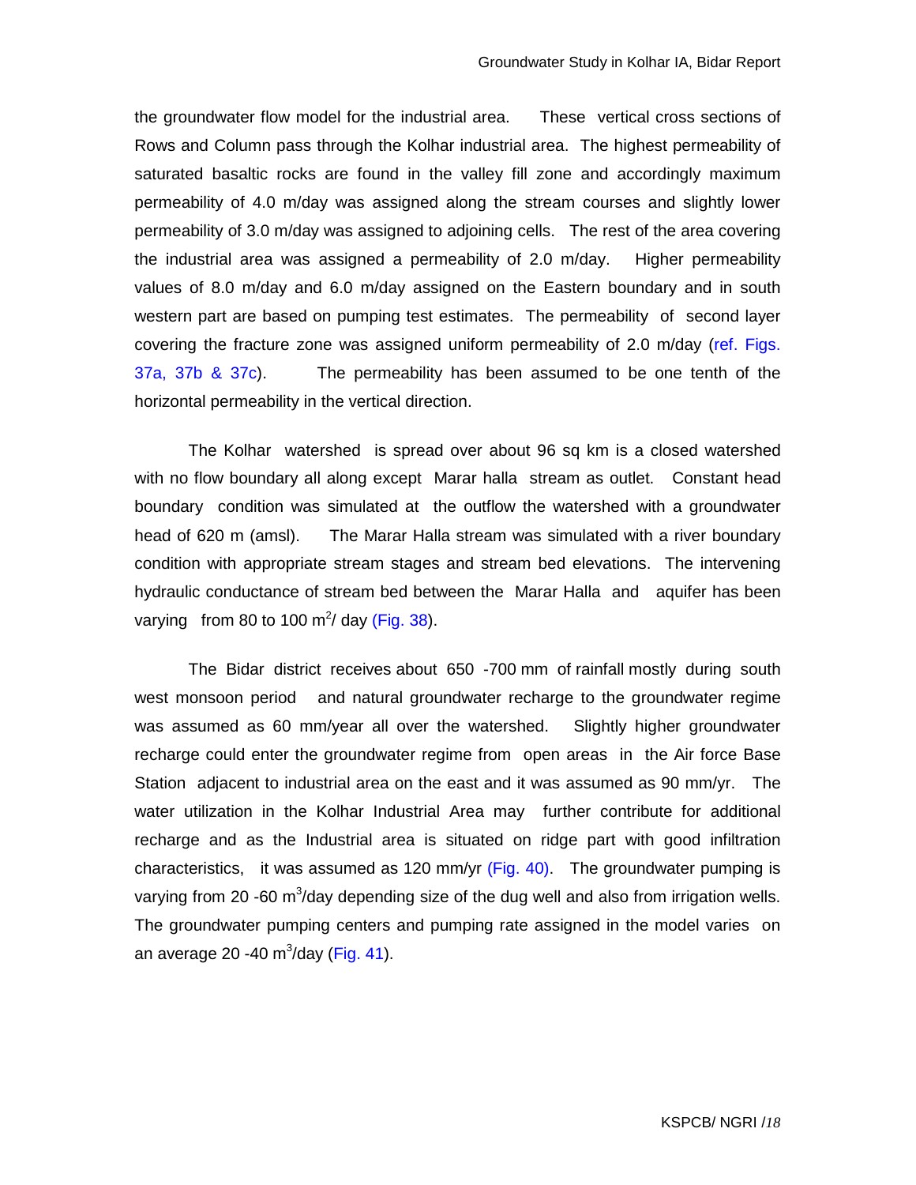the groundwater flow model for the industrial area. These vertical cross sections of Rows and Column pass through the Kolhar industrial area. The highest permeability of saturated basaltic rocks are found in the valley fill zone and accordingly maximum permeability of 4.0 m/day was assigned along the stream courses and slightly lower permeability of 3.0 m/day was assigned to adjoining cells. The rest of the area covering the industrial area was assigned a permeability of 2.0 m/day. Higher permeability values of 8.0 m/day and 6.0 m/day assigned on the Eastern boundary and in south western part are based on pumping test estimates. The permeability of second layer covering the fracture zone was assigned uniform permeability of 2.0 m/day (ref. Figs. 37a, 37b & 37c). The permeability has been assumed to be one tenth of the horizontal permeability in the vertical direction.

The Kolhar watershed is spread over about 96 sq km is a closed watershed with no flow boundary all along except Marar halla stream as outlet. Constant head boundary condition was simulated at the outflow the watershed with a groundwater head of 620 m (amsl). The Marar Halla stream was simulated with a river boundary condition with appropriate stream stages and stream bed elevations. The intervening hydraulic conductance of stream bed between the Marar Halla and aquifer has been varying from 80 to 100 $m^2$/ day (Fig. 38).

The Bidar district receives about 650 -700 mm of rainfall mostly during south west monsoon period and natural groundwater recharge to the groundwater regime was assumed as 60 mm/year all over the watershed. Slightly higher groundwater recharge could enter the groundwater regime from open areas in the Air force Base Station adjacent to industrial area on the east and it was assumed as 90 mm/yr. The water utilization in the Kolhar Industrial Area may further contribute for additional recharge and as the Industrial area is situated on ridge part with good infiltration characteristics, it was assumed as 120 mm/yr (Fig. 40). The groundwater pumping is varying from 20 -60 $m^3$/day depending size of the dug well and also from irrigation wells. The groundwater pumping centers and pumping rate assigned in the model varies on an average 20 -40 $m^3$/day (Fig. 41).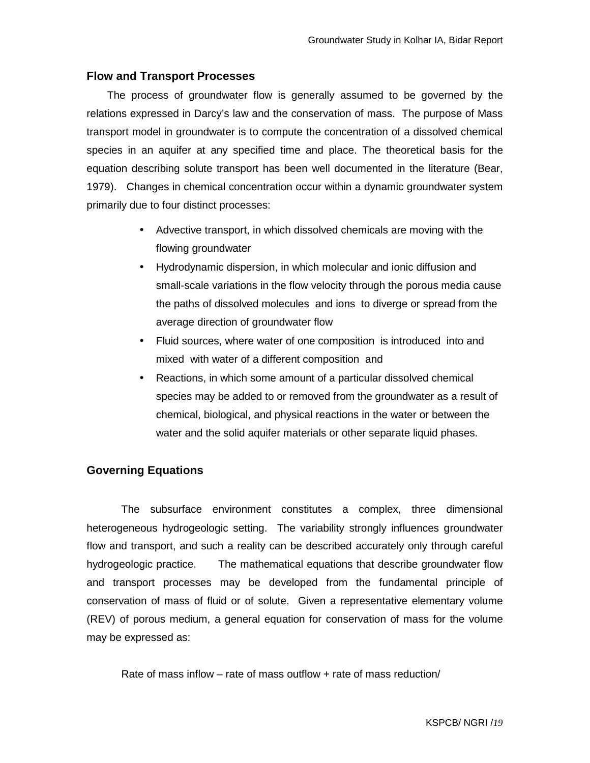## Flow and Transport Processes

The process of groundwater flow is generally assumed to be governed by the relations expressed in Darcy's law and the conservation of mass. The purpose of Mass transport model in groundwater is to compute the concentration of a dissolved chemical species in an aquifer at any specified time and place. The theoretical basis for the equation describing solute transport has been well documented in the literature (Bear, 1979). Changes in chemical concentration occur within a dynamic groundwater system primarily due to four distinct processes:

- Advective transport, in which dissolved chemicals are moving with the flowing groundwater
- Hydrodynamic dispersion, in which molecular and ionic diffusion and small-scale variations in the flow velocity through the porous media cause the paths of dissolved molecules and ions to diverge or spread from the average direction of groundwater flow
- Fluid sources, where water of one composition is introduced into and mixed with water of a different composition and
- Reactions, in which some amount of a particular dissolved chemical species may be added to or removed from the groundwater as a result of chemical, biological, and physical reactions in the water or between the water and the solid aquifer materials or other separate liquid phases.

## Governing Equations

The subsurface environment constitutes a complex, three dimensional heterogeneous hydrogeologic setting. The variability strongly influences groundwater flow and transport, and such a reality can be described accurately only through careful hydrogeologic practice. The mathematical equations that describe groundwater flow and transport processes may be developed from the fundamental principle of conservation of mass of fluid or of solute. Given a representative elementary volume (REV) of porous medium, a general equation for conservation of mass for the volume may be expressed as:

Rate of mass inflow – rate of mass outflow + rate of mass reduction/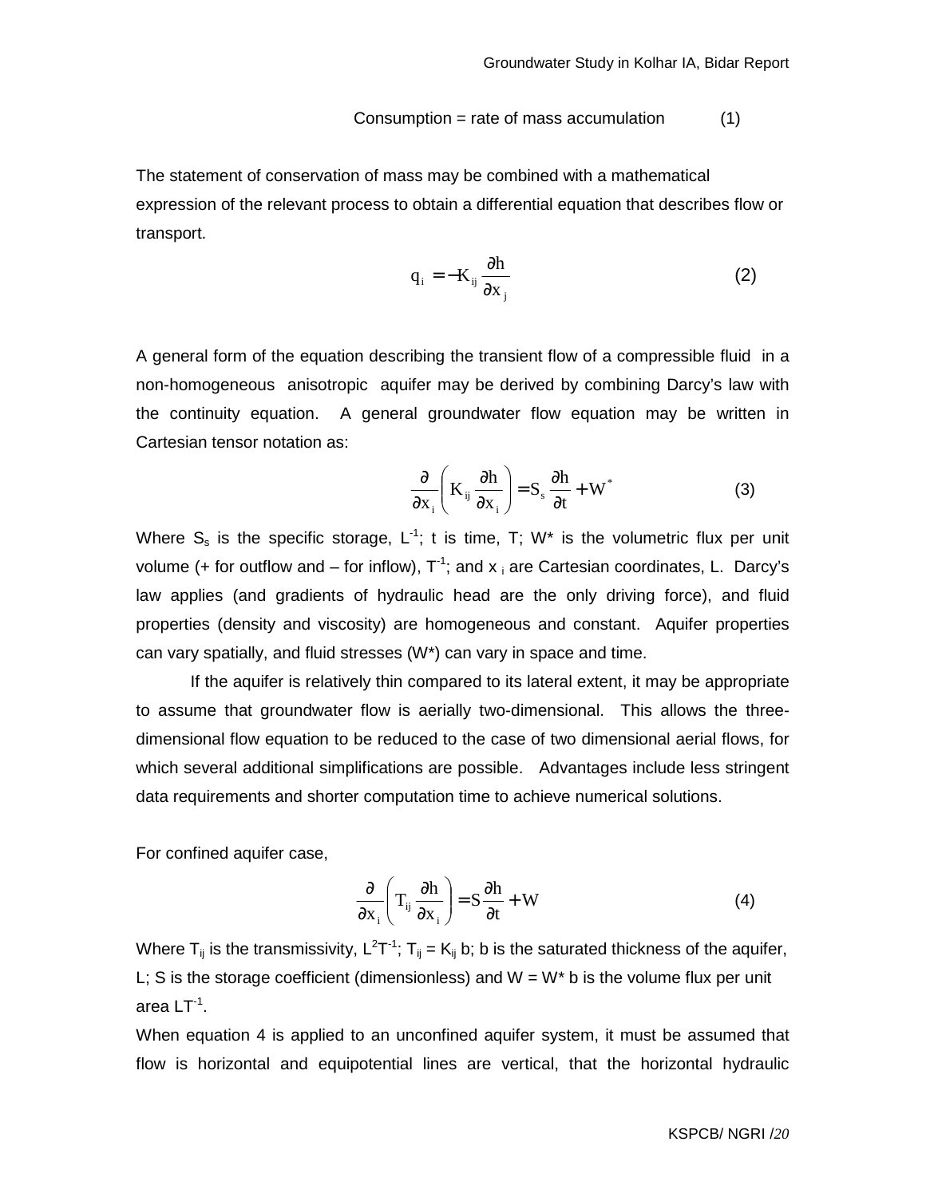Consumption = rate of mass accumulation (1)

The statement of conservation of mass may be combined with a mathematical expression of the relevant process to obtain a differential equation that describes flow or transport.

$$q_i = -K_{ij} \frac{\partial h}{\partial x_j} \tag{2}$$

A general form of the equation describing the transient flow of a compressible fluid in a non-homogeneous anisotropic aquifer may be derived by combining Darcy's law with the continuity equation. A general groundwater flow equation may be written in Cartesian tensor notation as:

$$\frac{\partial}{\partial x_i}\left( K_{ij} \frac{\partial h}{\partial x_i} \right) = S_s \frac{\partial h}{\partial t} + W^* \tag{3}$$

Where $S_s$ is the specific storage, $L^{-1}$; t is time, T; W* is the volumetric flux per unit volume (+ for outflow and – for inflow), $T^{-1}$; and $x_i$ are Cartesian coordinates, L. Darcy's law applies (and gradients of hydraulic head are the only driving force), and fluid properties (density and viscosity) are homogeneous and constant. Aquifer properties can vary spatially, and fluid stresses (W*) can vary in space and time.

If the aquifer is relatively thin compared to its lateral extent, it may be appropriate to assume that groundwater flow is aerially two-dimensional. This allows the three-dimensional flow equation to be reduced to the case of two dimensional aerial flows, for which several additional simplifications are possible. Advantages include less stringent data requirements and shorter computation time to achieve numerical solutions.

For confined aquifer case,

$$\frac{\partial}{\partial x_i}\left( T_{ij} \frac{\partial h}{\partial x_i} \right) = S \frac{\partial h}{\partial t} + W \tag{4}$$

Where $T_{ij}$ is the transmissivity, $L^2T^{-1}$; $T_{ij} = K_{ij}$ b; b is the saturated thickness of the aquifer, L; S is the storage coefficient (dimensionless) and W = W* b is the volume flux per unit area $LT^{-1}$.

When equation 4 is applied to an unconfined aquifer system, it must be assumed that flow is horizontal and equipotential lines are vertical, that the horizontal hydraulic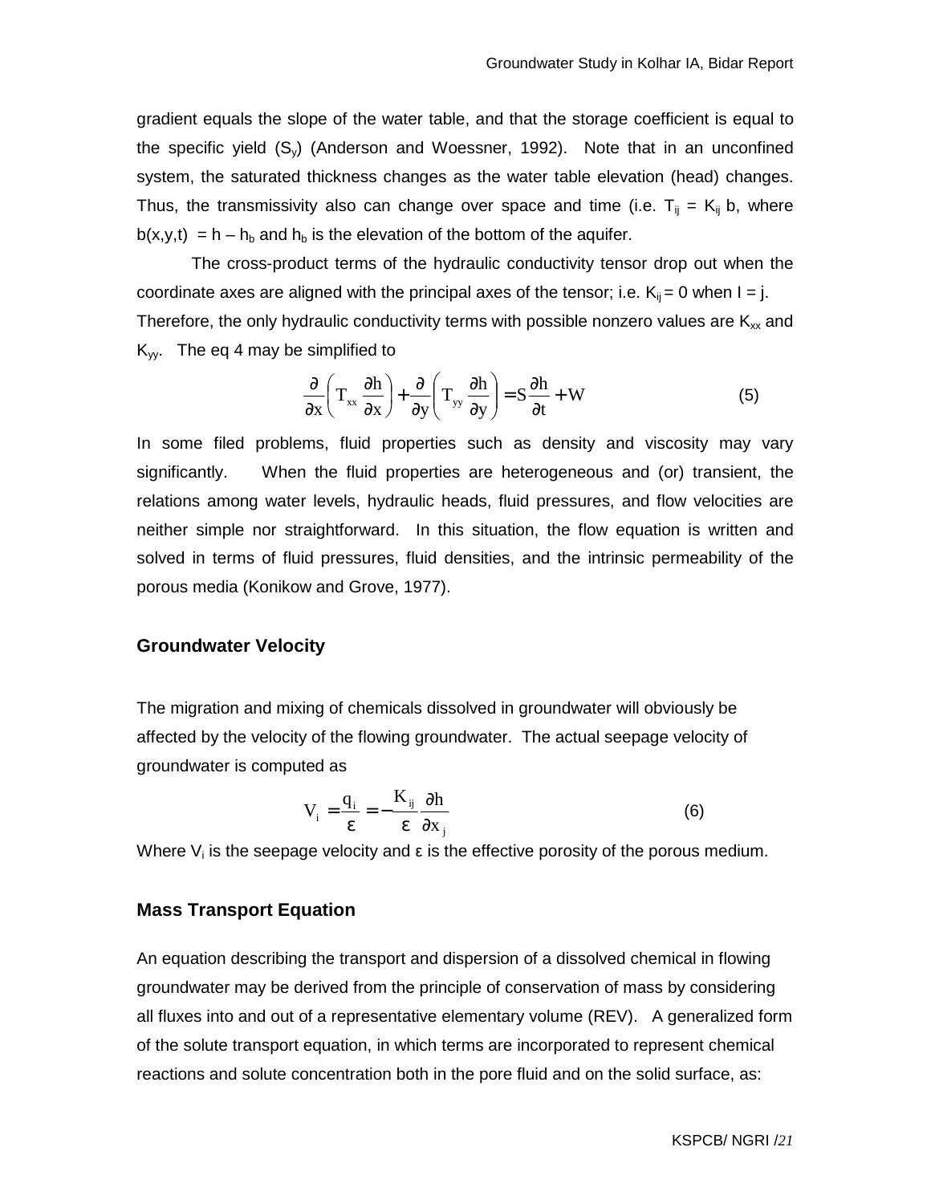gradient equals the slope of the water table, and that the storage coefficient is equal to the specific yield ($S_y$) (Anderson and Woessner, 1992). Note that in an unconfined system, the saturated thickness changes as the water table elevation (head) changes. Thus, the transmissivity also can change over space and time (i.e. $T_{ij} = K_{ij}$ b, where $b(x,y,t) = h - h_b$ and $h_b$ is the elevation of the bottom of the aquifer.

The cross-product terms of the hydraulic conductivity tensor drop out when the coordinate axes are aligned with the principal axes of the tensor; i.e. $K_{ij} = 0$ when I = j. Therefore, the only hydraulic conductivity terms with possible nonzero values are $K_{xx}$ and $K_{yy}$. The eq 4 may be simplified to

$$\frac{\partial}{\partial x}\left(T_{xx}\frac{\partial h}{\partial x}\right)+\frac{\partial}{\partial y}\left(T_{yy}\frac{\partial h}{\partial y}\right)=S\frac{\partial h}{\partial t}+W \tag{5}$$

In some filed problems, fluid properties such as density and viscosity may vary significantly. When the fluid properties are heterogeneous and (or) transient, the relations among water levels, hydraulic heads, fluid pressures, and flow velocities are neither simple nor straightforward. In this situation, the flow equation is written and solved in terms of fluid pressures, fluid densities, and the intrinsic permeability of the porous media (Konikow and Grove, 1977).

## Groundwater Velocity

The migration and mixing of chemicals dissolved in groundwater will obviously be affected by the velocity of the flowing groundwater. The actual seepage velocity of groundwater is computed as

$$V_i = \frac{q_i}{\varepsilon} = -\frac{K_{ij}}{\varepsilon}\frac{\partial h}{\partial x_j} \tag{6}$$

Where $V_i$ is the seepage velocity and ε is the effective porosity of the porous medium.

## Mass Transport Equation

An equation describing the transport and dispersion of a dissolved chemical in flowing groundwater may be derived from the principle of conservation of mass by considering all fluxes into and out of a representative elementary volume (REV). A generalized form of the solute transport equation, in which terms are incorporated to represent chemical reactions and solute concentration both in the pore fluid and on the solid surface, as: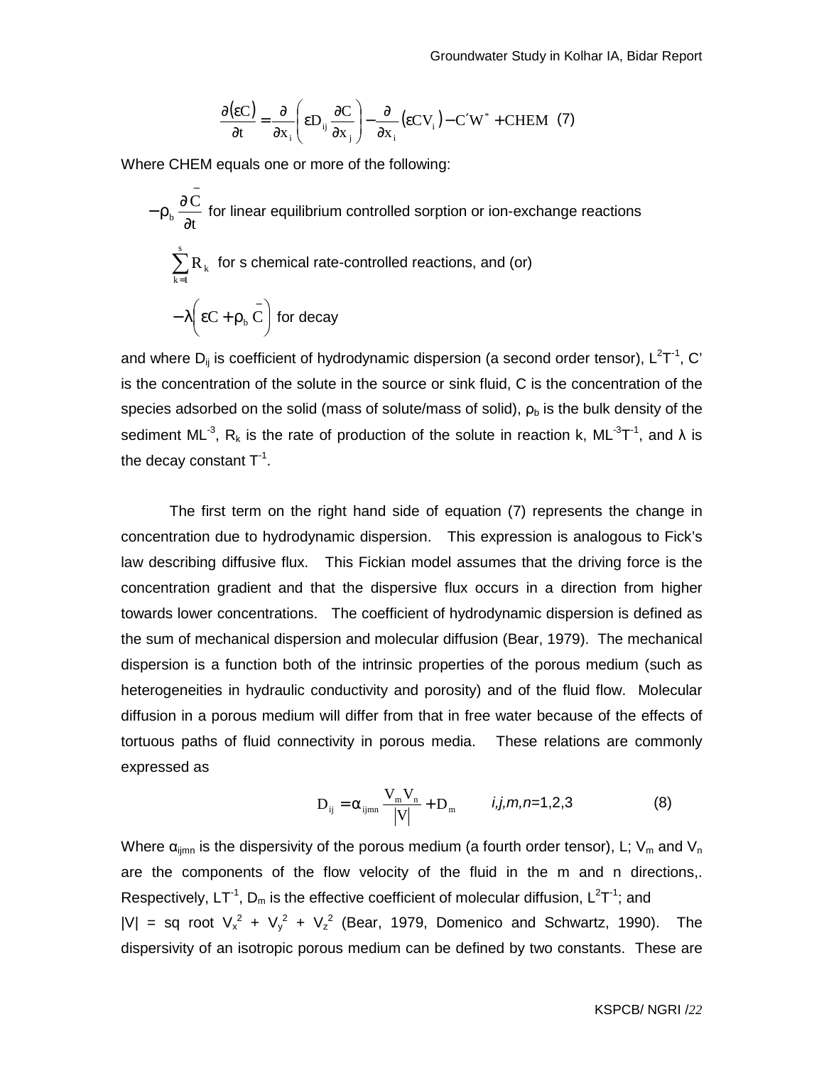$$\frac{\partial(\varepsilon C)}{\partial t} = \frac{\partial}{\partial x_i}\left(\varepsilon D_{ij}\frac{\partial C}{\partial x_j}\right) - \frac{\partial}{\partial x_i}(\varepsilon C V_i) - C'W^* + CHEM \quad (7)$$

Where CHEM equals one or more of the following:

$-\rho_b \frac{\partial \bar{C}}{\partial t}$ for linear equilibrium controlled sorption or ion-exchange reactions

$\sum_{k=1}^{s} R_k$ for s chemical rate-controlled reactions, and (or)

$-\lambda\left(\varepsilon C + \rho_b \bar{C}\right)$ for decay

and where $D_{ij}$ is coefficient of hydrodynamic dispersion (a second order tensor), $L^2T^{-1}$, C' is the concentration of the solute in the source or sink fluid, C is the concentration of the species adsorbed on the solid (mass of solute/mass of solid), $\rho_b$ is the bulk density of the sediment $ML^{-3}$, $R_k$ is the rate of production of the solute in reaction k, $ML^{-3}T^{-1}$, and λ is the decay constant $T^{-1}$.

The first term on the right hand side of equation (7) represents the change in concentration due to hydrodynamic dispersion. This expression is analogous to Fick's law describing diffusive flux. This Fickian model assumes that the driving force is the concentration gradient and that the dispersive flux occurs in a direction from higher towards lower concentrations. The coefficient of hydrodynamic dispersion is defined as the sum of mechanical dispersion and molecular diffusion (Bear, 1979). The mechanical dispersion is a function both of the intrinsic properties of the porous medium (such as heterogeneities in hydraulic conductivity and porosity) and of the fluid flow. Molecular diffusion in a porous medium will differ from that in free water because of the effects of tortuous paths of fluid connectivity in porous media. These relations are commonly expressed as

$$D_{ij} = \alpha_{ijmn}\frac{V_m V_n}{|V|} + D_m \qquad i,j,m,n=1,2,3 \qquad (8)$$

Where $\alpha_{ijmn}$ is the dispersivity of the porous medium (a fourth order tensor), L; $V_m$ and $V_n$ are the components of the flow velocity of the fluid in the m and n directions,. Respectively, $LT^{-1}$, $D_m$ is the effective coefficient of molecular diffusion, $L^2T^{-1}$; and $|V|$ = sq root $V_x^2 + V_y^2 + V_z^2$ (Bear, 1979, Domenico and Schwartz, 1990). The dispersivity of an isotropic porous medium can be defined by two constants. These are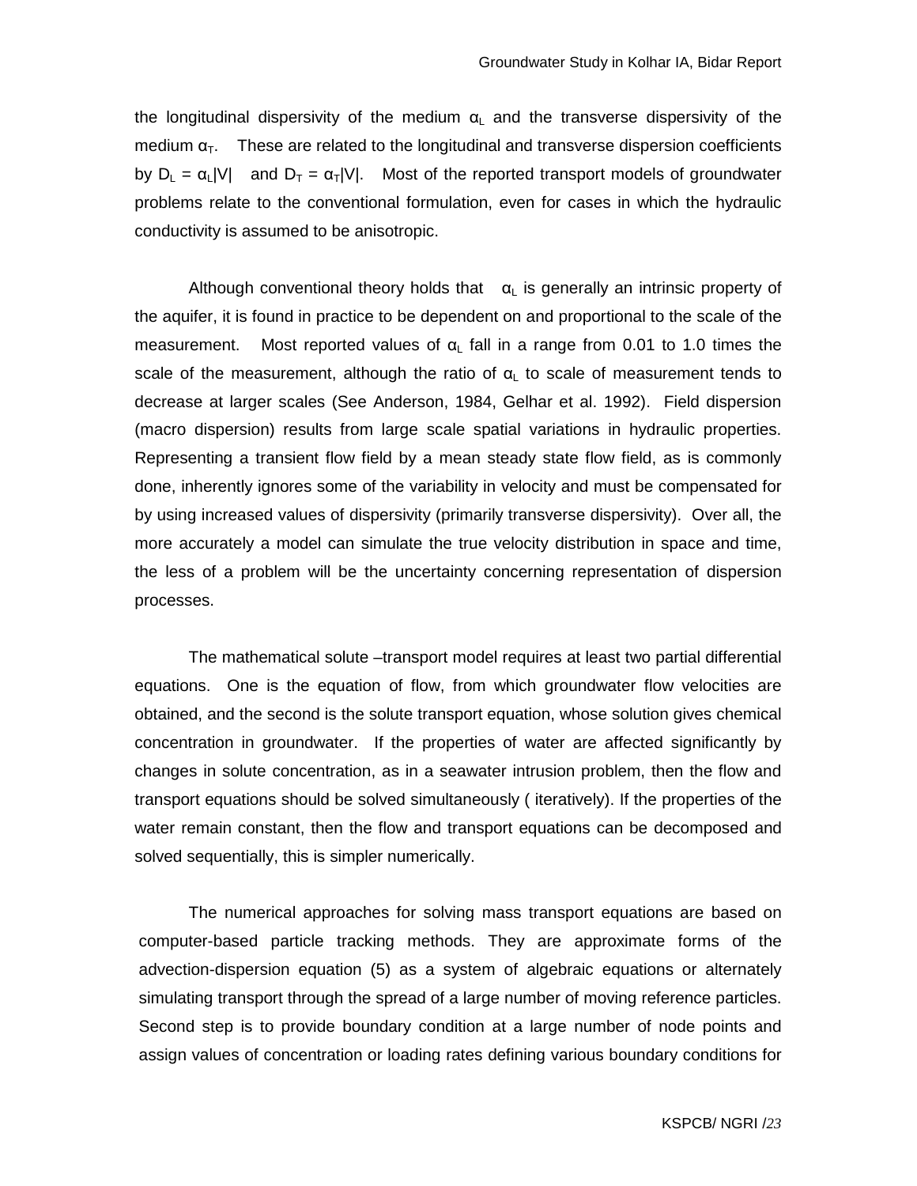the longitudinal dispersivity of the medium $\alpha_L$ and the transverse dispersivity of the medium $\alpha_T$. These are related to the longitudinal and transverse dispersion coefficients by $D_L = \alpha_L|V|$ and $D_T = \alpha_T|V|$. Most of the reported transport models of groundwater problems relate to the conventional formulation, even for cases in which the hydraulic conductivity is assumed to be anisotropic.

Although conventional theory holds that $\alpha_L$ is generally an intrinsic property of the aquifer, it is found in practice to be dependent on and proportional to the scale of the measurement. Most reported values of $\alpha_L$ fall in a range from 0.01 to 1.0 times the scale of the measurement, although the ratio of $\alpha_L$ to scale of measurement tends to decrease at larger scales (See Anderson, 1984, Gelhar et al. 1992). Field dispersion (macro dispersion) results from large scale spatial variations in hydraulic properties. Representing a transient flow field by a mean steady state flow field, as is commonly done, inherently ignores some of the variability in velocity and must be compensated for by using increased values of dispersivity (primarily transverse dispersivity). Over all, the more accurately a model can simulate the true velocity distribution in space and time, the less of a problem will be the uncertainty concerning representation of dispersion processes.

The mathematical solute –transport model requires at least two partial differential equations. One is the equation of flow, from which groundwater flow velocities are obtained, and the second is the solute transport equation, whose solution gives chemical concentration in groundwater. If the properties of water are affected significantly by changes in solute concentration, as in a seawater intrusion problem, then the flow and transport equations should be solved simultaneously ( iteratively). If the properties of the water remain constant, then the flow and transport equations can be decomposed and solved sequentially, this is simpler numerically.

The numerical approaches for solving mass transport equations are based on computer-based particle tracking methods. They are approximate forms of the advection-dispersion equation (5) as a system of algebraic equations or alternately simulating transport through the spread of a large number of moving reference particles. Second step is to provide boundary condition at a large number of node points and assign values of concentration or loading rates defining various boundary conditions for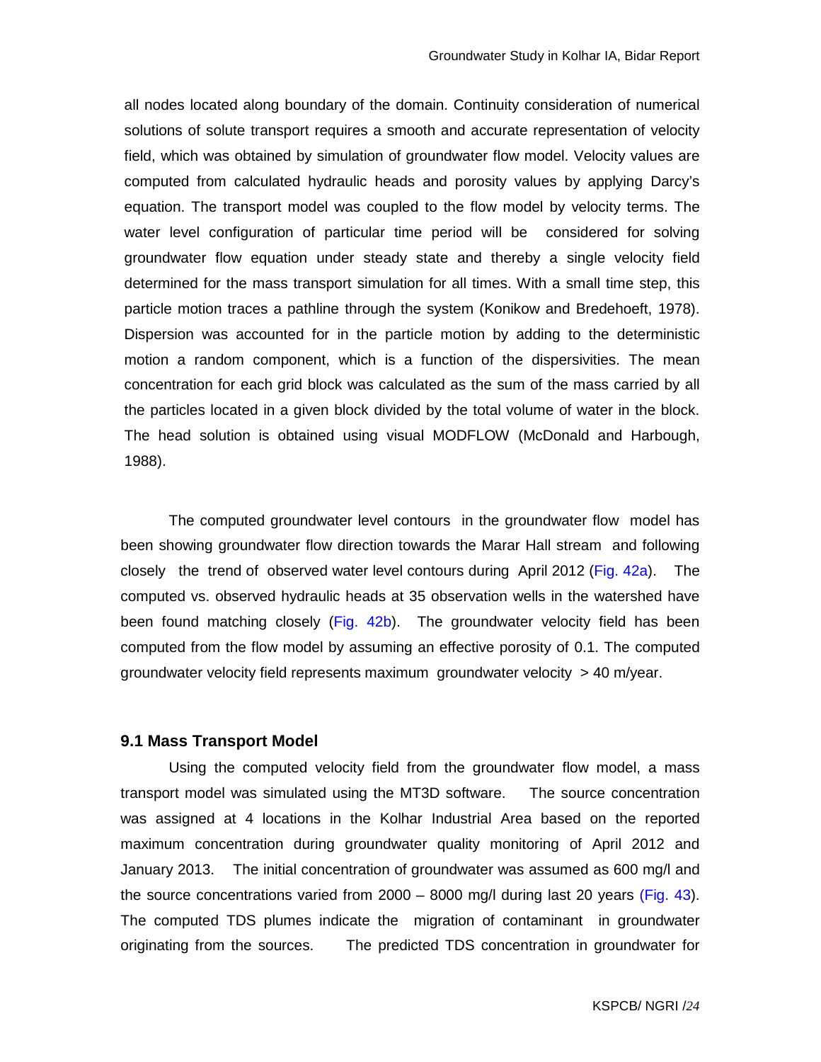all nodes located along boundary of the domain. Continuity consideration of numerical solutions of solute transport requires a smooth and accurate representation of velocity field, which was obtained by simulation of groundwater flow model. Velocity values are computed from calculated hydraulic heads and porosity values by applying Darcy's equation. The transport model was coupled to the flow model by velocity terms. The water level configuration of particular time period will be considered for solving groundwater flow equation under steady state and thereby a single velocity field determined for the mass transport simulation for all times. With a small time step, this particle motion traces a pathline through the system (Konikow and Bredehoeft, 1978). Dispersion was accounted for in the particle motion by adding to the deterministic motion a random component, which is a function of the dispersivities. The mean concentration for each grid block was calculated as the sum of the mass carried by all the particles located in a given block divided by the total volume of water in the block. The head solution is obtained using visual MODFLOW (McDonald and Harbough, 1988).

The computed groundwater level contours in the groundwater flow model has been showing groundwater flow direction towards the Marar Hall stream and following closely the trend of observed water level contours during April 2012 (Fig. 42a). The computed vs. observed hydraulic heads at 35 observation wells in the watershed have been found matching closely (Fig. 42b). The groundwater velocity field has been computed from the flow model by assuming an effective porosity of 0.1. The computed groundwater velocity field represents maximum groundwater velocity > 40 m/year.

## 9.1 Mass Transport Model

Using the computed velocity field from the groundwater flow model, a mass transport model was simulated using the MT3D software. The source concentration was assigned at 4 locations in the Kolhar Industrial Area based on the reported maximum concentration during groundwater quality monitoring of April 2012 and January 2013. The initial concentration of groundwater was assumed as 600 mg/l and the source concentrations varied from 2000 – 8000 mg/l during last 20 years (Fig. 43). The computed TDS plumes indicate the migration of contaminant in groundwater originating from the sources. The predicted TDS concentration in groundwater for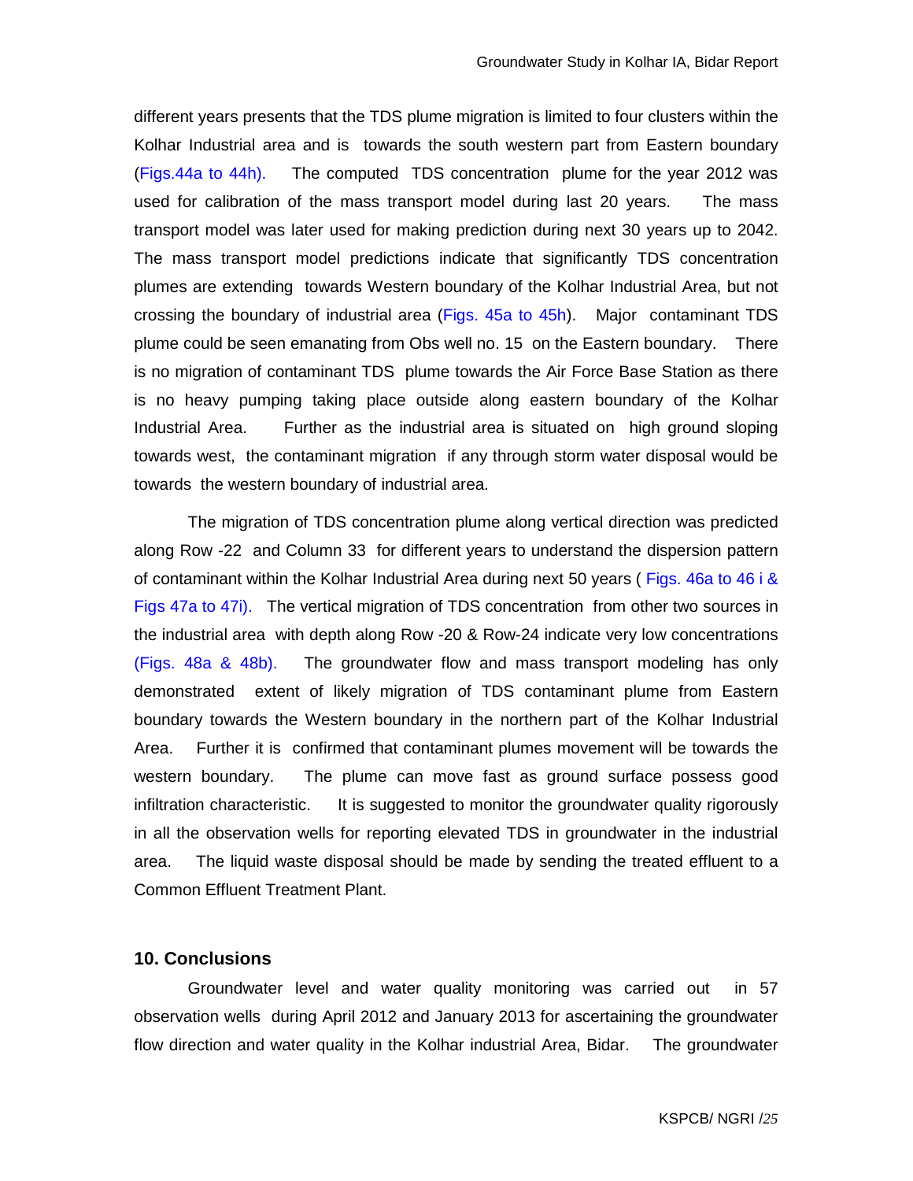different years presents that the TDS plume migration is limited to four clusters within the Kolhar Industrial area and is towards the south western part from Eastern boundary (Figs.44a to 44h). The computed TDS concentration plume for the year 2012 was used for calibration of the mass transport model during last 20 years. The mass transport model was later used for making prediction during next 30 years up to 2042. The mass transport model predictions indicate that significantly TDS concentration plumes are extending towards Western boundary of the Kolhar Industrial Area, but not crossing the boundary of industrial area (Figs. 45a to 45h). Major contaminant TDS plume could be seen emanating from Obs well no. 15 on the Eastern boundary. There is no migration of contaminant TDS plume towards the Air Force Base Station as there is no heavy pumping taking place outside along eastern boundary of the Kolhar Industrial Area. Further as the industrial area is situated on high ground sloping towards west, the contaminant migration if any through storm water disposal would be towards the western boundary of industrial area.

The migration of TDS concentration plume along vertical direction was predicted along Row -22 and Column 33 for different years to understand the dispersion pattern of contaminant within the Kolhar Industrial Area during next 50 years ( Figs. 46a to 46 i & Figs 47a to 47i). The vertical migration of TDS concentration from other two sources in the industrial area with depth along Row -20 & Row-24 indicate very low concentrations (Figs. 48a & 48b). The groundwater flow and mass transport modeling has only demonstrated extent of likely migration of TDS contaminant plume from Eastern boundary towards the Western boundary in the northern part of the Kolhar Industrial Area. Further it is confirmed that contaminant plumes movement will be towards the western boundary. The plume can move fast as ground surface possess good infiltration characteristic. It is suggested to monitor the groundwater quality rigorously in all the observation wells for reporting elevated TDS in groundwater in the industrial area. The liquid waste disposal should be made by sending the treated effluent to a Common Effluent Treatment Plant.

## 10. Conclusions

Groundwater level and water quality monitoring was carried out in 57 observation wells during April 2012 and January 2013 for ascertaining the groundwater flow direction and water quality in the Kolhar industrial Area, Bidar. The groundwater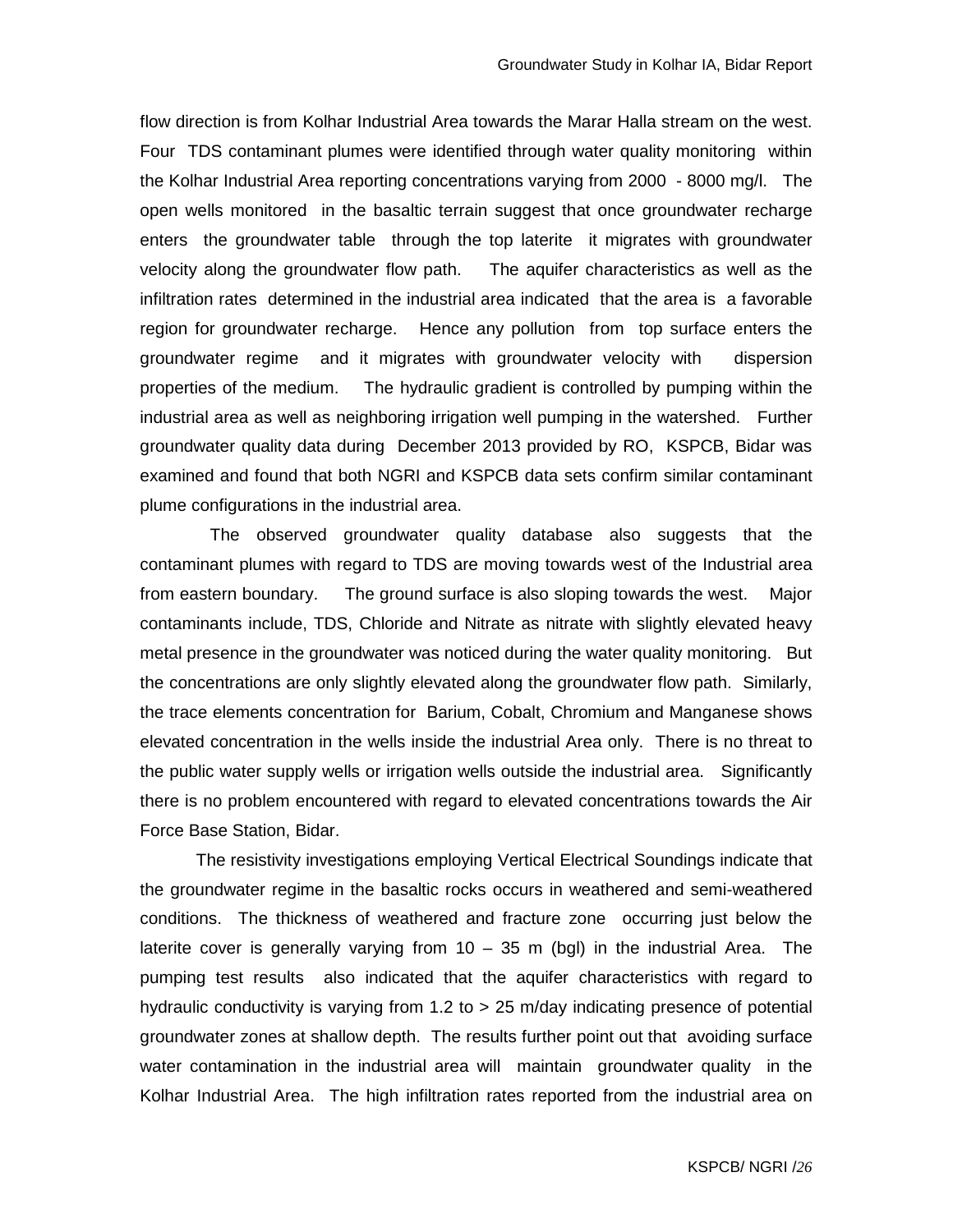flow direction is from Kolhar Industrial Area towards the Marar Halla stream on the west. Four TDS contaminant plumes were identified through water quality monitoring within the Kolhar Industrial Area reporting concentrations varying from 2000 - 8000 mg/l. The open wells monitored in the basaltic terrain suggest that once groundwater recharge enters the groundwater table through the top laterite it migrates with groundwater velocity along the groundwater flow path. The aquifer characteristics as well as the infiltration rates determined in the industrial area indicated that the area is a favorable region for groundwater recharge. Hence any pollution from top surface enters the groundwater regime and it migrates with groundwater velocity with dispersion properties of the medium. The hydraulic gradient is controlled by pumping within the industrial area as well as neighboring irrigation well pumping in the watershed. Further groundwater quality data during December 2013 provided by RO, KSPCB, Bidar was examined and found that both NGRI and KSPCB data sets confirm similar contaminant plume configurations in the industrial area.

The observed groundwater quality database also suggests that the contaminant plumes with regard to TDS are moving towards west of the Industrial area from eastern boundary. The ground surface is also sloping towards the west. Major contaminants include, TDS, Chloride and Nitrate as nitrate with slightly elevated heavy metal presence in the groundwater was noticed during the water quality monitoring. But the concentrations are only slightly elevated along the groundwater flow path. Similarly, the trace elements concentration for Barium, Cobalt, Chromium and Manganese shows elevated concentration in the wells inside the industrial Area only. There is no threat to the public water supply wells or irrigation wells outside the industrial area. Significantly there is no problem encountered with regard to elevated concentrations towards the Air Force Base Station, Bidar.

The resistivity investigations employing Vertical Electrical Soundings indicate that the groundwater regime in the basaltic rocks occurs in weathered and semi-weathered conditions. The thickness of weathered and fracture zone occurring just below the laterite cover is generally varying from 10 – 35 m (bgl) in the industrial Area. The pumping test results also indicated that the aquifer characteristics with regard to hydraulic conductivity is varying from 1.2 to > 25 m/day indicating presence of potential groundwater zones at shallow depth. The results further point out that avoiding surface water contamination in the industrial area will maintain groundwater quality in the Kolhar Industrial Area. The high infiltration rates reported from the industrial area on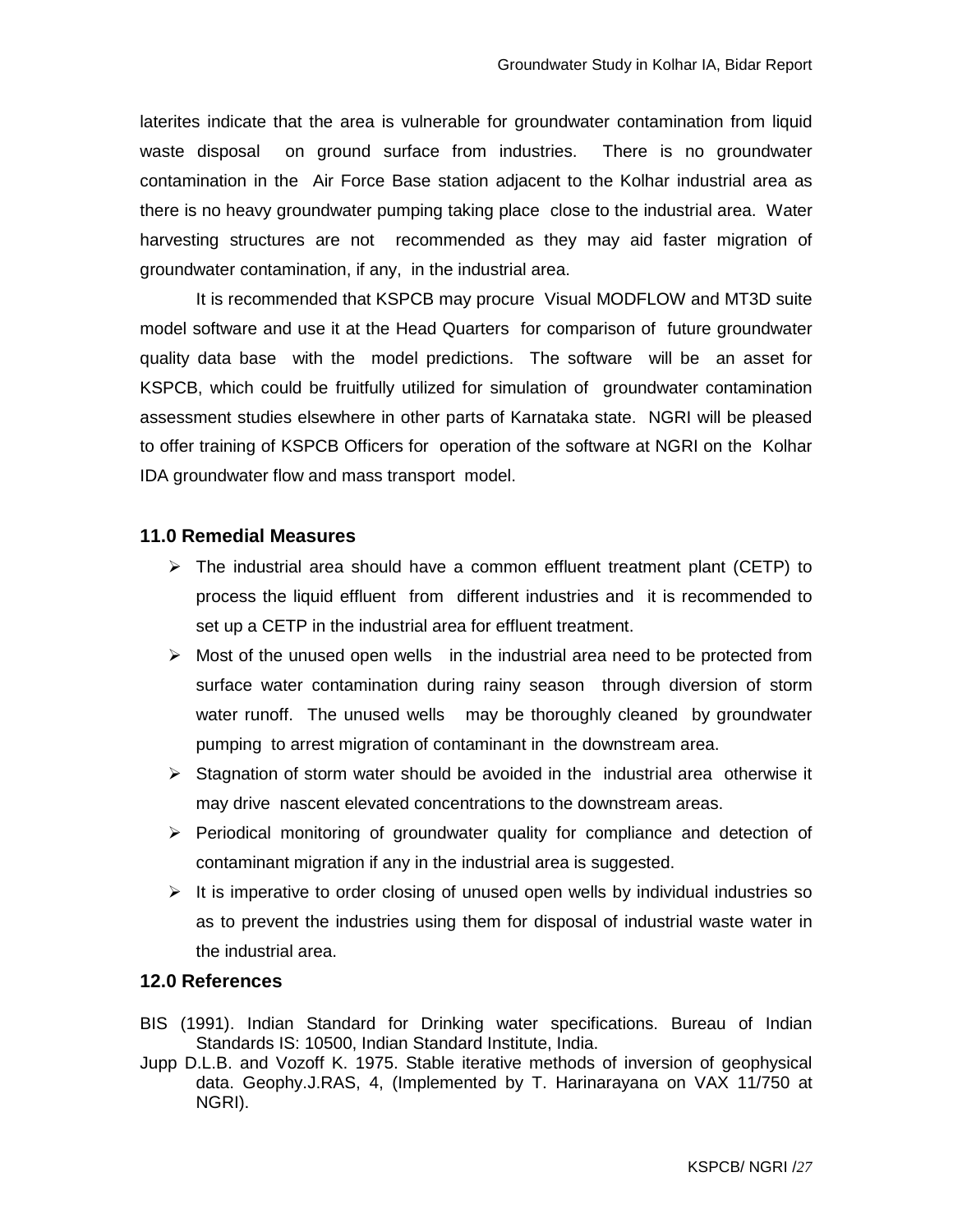laterites indicate that the area is vulnerable for groundwater contamination from liquid waste disposal on ground surface from industries. There is no groundwater contamination in the Air Force Base station adjacent to the Kolhar industrial area as there is no heavy groundwater pumping taking place close to the industrial area. Water harvesting structures are not recommended as they may aid faster migration of groundwater contamination, if any, in the industrial area.

It is recommended that KSPCB may procure Visual MODFLOW and MT3D suite model software and use it at the Head Quarters for comparison of future groundwater quality data base with the model predictions. The software will be an asset for KSPCB, which could be fruitfully utilized for simulation of groundwater contamination assessment studies elsewhere in other parts of Karnataka state. NGRI will be pleased to offer training of KSPCB Officers for operation of the software at NGRI on the Kolhar IDA groundwater flow and mass transport model.

## 11.0 Remedial Measures

- The industrial area should have a common effluent treatment plant (CETP) to process the liquid effluent from different industries and it is recommended to set up a CETP in the industrial area for effluent treatment.
- Most of the unused open wells in the industrial area need to be protected from surface water contamination during rainy season through diversion of storm water runoff. The unused wells may be thoroughly cleaned by groundwater pumping to arrest migration of contaminant in the downstream area.
- Stagnation of storm water should be avoided in the industrial area otherwise it may drive nascent elevated concentrations to the downstream areas.
- Periodical monitoring of groundwater quality for compliance and detection of contaminant migration if any in the industrial area is suggested.
- It is imperative to order closing of unused open wells by individual industries so as to prevent the industries using them for disposal of industrial waste water in the industrial area.

## 12.0 References

BIS (1991). Indian Standard for Drinking water specifications. Bureau of Indian Standards IS: 10500, Indian Standard Institute, India.

Jupp D.L.B. and Vozoff K. 1975. Stable iterative methods of inversion of geophysical data. Geophy.J.RAS, 4, (Implemented by T. Harinarayana on VAX 11/750 at NGRI).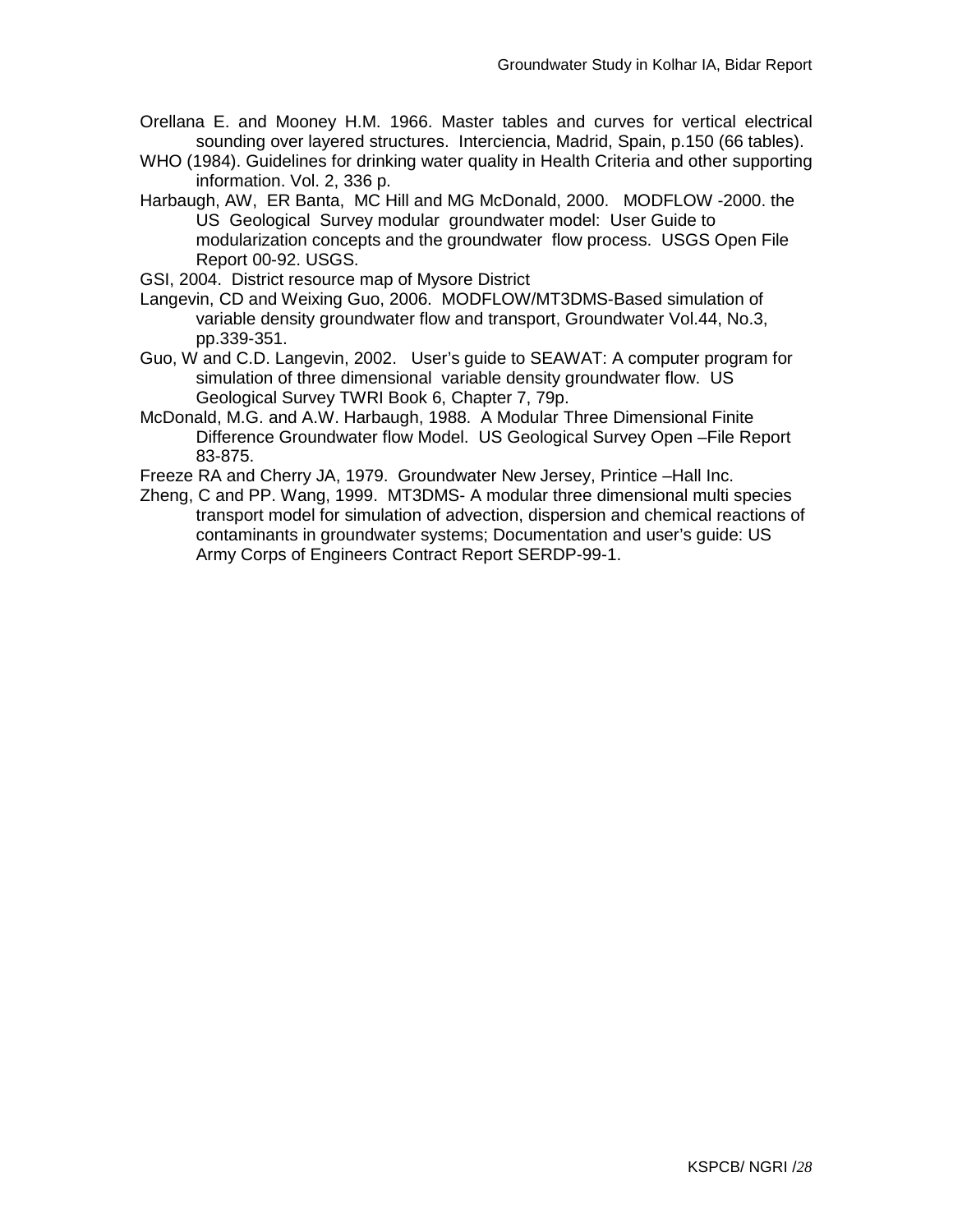Orellana E. and Mooney H.M. 1966. Master tables and curves for vertical electrical sounding over layered structures. Interciencia, Madrid, Spain, p.150 (66 tables).

WHO (1984). Guidelines for drinking water quality in Health Criteria and other supporting information. Vol. 2, 336 p.

Harbaugh, AW, ER Banta, MC Hill and MG McDonald, 2000. MODFLOW -2000. the US Geological Survey modular groundwater model: User Guide to modularization concepts and the groundwater flow process. USGS Open File Report 00-92. USGS.

GSI, 2004. District resource map of Mysore District

Langevin, CD and Weixing Guo, 2006. MODFLOW/MT3DMS-Based simulation of variable density groundwater flow and transport, Groundwater Vol.44, No.3, pp.339-351.

Guo, W and C.D. Langevin, 2002. User's guide to SEAWAT: A computer program for simulation of three dimensional variable density groundwater flow. US Geological Survey TWRI Book 6, Chapter 7, 79p.

McDonald, M.G. and A.W. Harbaugh, 1988. A Modular Three Dimensional Finite Difference Groundwater flow Model. US Geological Survey Open –File Report 83-875.

Freeze RA and Cherry JA, 1979. Groundwater New Jersey, Printice –Hall Inc.

Zheng, C and PP. Wang, 1999. MT3DMS- A modular three dimensional multi species transport model for simulation of advection, dispersion and chemical reactions of contaminants in groundwater systems; Documentation and user's guide: US Army Corps of Engineers Contract Report SERDP-99-1.